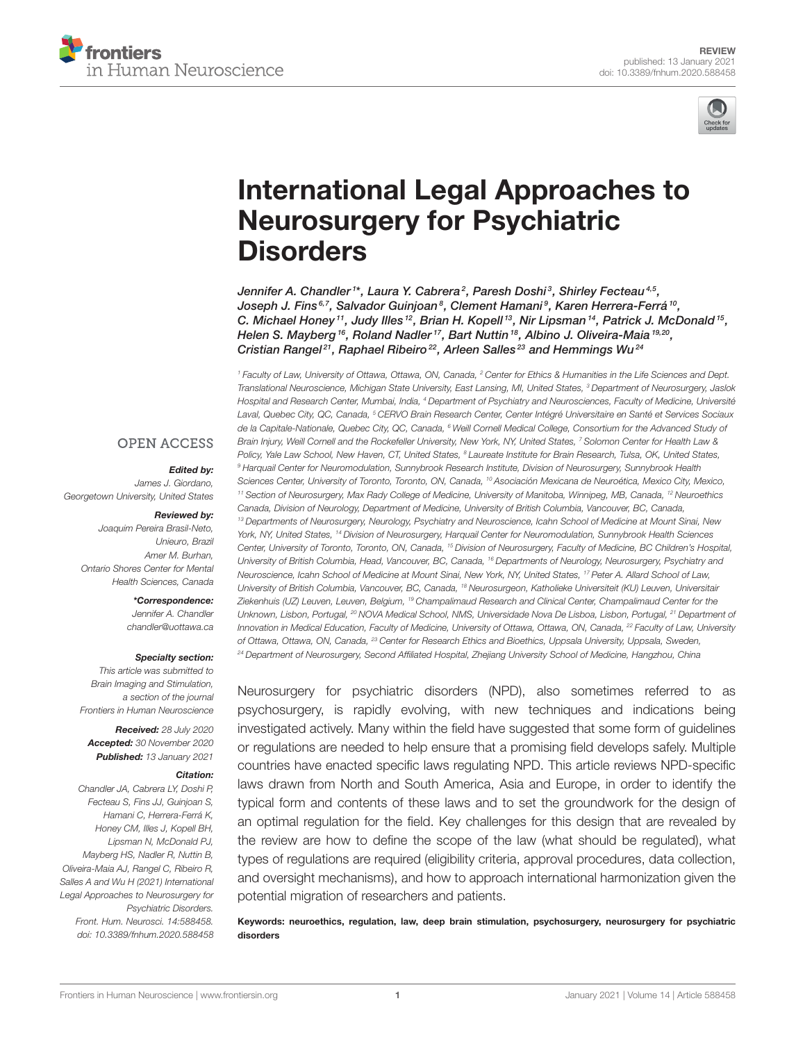REVIEW
published: 13 January 2021
doi: 10.3389/fnhum.2020.588458

# International Legal Approaches to Neurosurgery for Psychiatric Disorders

*Jennifer A. Chandler[1]*, Laura Y. Cabrera[2], Paresh Doshi[3], Shirley Fecteau[4,5], Joseph J. Fins[6,7], Salvador Guinjoan[8], Clement Hamani[9], Karen Herrera-Ferrá[10], C. Michael Honey[11], Judy Illes[12], Brian H. Kopell[13], Nir Lipsman[14], Patrick J. McDonald[15], Helen S. Mayberg[16], Roland Nadler[17], Bart Nuttin[18], Albino J. Oliveira-Maia[19,20], Cristian Rangel[21], Raphael Ribeiro[22], Arleen Salles[23] and Hemmings Wu[24]*

[1] Faculty of Law, University of Ottawa, Ottawa, ON, Canada, [2] Center for Ethics & Humanities in the Life Sciences and Dept. Translational Neuroscience, Michigan State University, East Lansing, MI, United States, [3] Department of Neurosurgery, Jaslok Hospital and Research Center, Mumbai, India, [4] Department of Psychiatry and Neurosciences, Faculty of Medicine, Université Laval, Quebec City, QC, Canada, [5] CERVO Brain Research Center, Center Intégré Universitaire en Santé et Services Sociaux de la Capitale-Nationale, Quebec City, QC, Canada, [6] Weill Cornell Medical College, Consortium for the Advanced Study of Brain Injury, Weill Cornell and the Rockefeller University, New York, NY, United States, [7] Solomon Center for Health Law & Policy, Yale Law School, New Haven, CT, United States, [8] Laureate Institute for Brain Research, Tulsa, OK, United States, [9] Harquail Center for Neuromodulation, Sunnybrook Research Institute, Division of Neurosurgery, Sunnybrook Health Sciences Center, University of Toronto, Toronto, ON, Canada, [10] Asociación Mexicana de Neuroética, Mexico City, Mexico, [11] Section of Neurosurgery, Max Rady College of Medicine, University of Manitoba, Winnipeg, MB, Canada, [12] Neuroethics Canada, Division of Neurology, Department of Medicine, University of British Columbia, Vancouver, BC, Canada, [13] Departments of Neurosurgery, Neurology, Psychiatry and Neuroscience, Icahn School of Medicine at Mount Sinai, New York, NY, United States, [14] Division of Neurosurgery, Harquail Center for Neuromodulation, Sunnybrook Health Sciences Center, University of Toronto, Toronto, ON, Canada, [15] Division of Neurosurgery, Faculty of Medicine, BC Children's Hospital, University of British Columbia, Head, Vancouver, BC, Canada, [16] Departments of Neurology, Neurosurgery, Psychiatry and Neuroscience, Icahn School of Medicine at Mount Sinai, New York, NY, United States, [17] Peter A. Allard School of Law, University of British Columbia, Vancouver, BC, Canada, [18] Neurosurgeon, Katholieke Universiteit (KU) Leuven, Universitair Ziekenhuis (UZ) Leuven, Leuven, Belgium, [19] Champalimaud Research and Clinical Center, Champalimaud Center for the Unknown, Lisbon, Portugal, [20] NOVA Medical School, NMS, Universidade Nova De Lisboa, Lisbon, Portugal, [21] Department of Innovation in Medical Education, Faculty of Medicine, University of Ottawa, Ottawa, ON, Canada, [22] Faculty of Law, University of Ottawa, Ottawa, ON, Canada, [23] Center for Research Ethics and Bioethics, Uppsala University, Uppsala, Sweden, [24] Department of Neurosurgery, Second Affiliated Hospital, Zhejiang University School of Medicine, Hangzhou, China

OPEN ACCESS

***Edited by:***
*James J. Giordano, Georgetown University, United States*

***Reviewed by:***
*Joaquim Pereira Brasil-Neto, Unieuro, Brazil*
*Amer M. Burhan, Ontario Shores Center for Mental Health Sciences, Canada*

***\*Correspondence:***
*Jennifer A. Chandler*
*chandler@uottawa.ca*

***Specialty section:***
*This article was submitted to Brain Imaging and Stimulation, a section of the journal Frontiers in Human Neuroscience*

***Received:*** *28 July 2020*
***Accepted:*** *30 November 2020*
***Published:*** *13 January 2021*

***Citation:***
*Chandler JA, Cabrera LY, Doshi P, Fecteau S, Fins JJ, Guinjoan S, Hamani C, Herrera-Ferrá K, Honey CM, Illes J, Kopell BH, Lipsman N, McDonald PJ, Mayberg HS, Nadler R, Nuttin B, Oliveira-Maia AJ, Rangel C, Ribeiro R, Salles A and Wu H (2021) International Legal Approaches to Neurosurgery for Psychiatric Disorders. Front. Hum. Neurosci. 14:588458. doi: 10.3389/fnhum.2020.588458*

Neurosurgery for psychiatric disorders (NPD), also sometimes referred to as psychosurgery, is rapidly evolving, with new techniques and indications being investigated actively. Many within the field have suggested that some form of guidelines or regulations are needed to help ensure that a promising field develops safely. Multiple countries have enacted specific laws regulating NPD. This article reviews NPD-specific laws drawn from North and South America, Asia and Europe, in order to identify the typical form and contents of these laws and to set the groundwork for the design of an optimal regulation for the field. Key challenges for this design that are revealed by the review are how to define the scope of the law (what should be regulated), what types of regulations are required (eligibility criteria, approval procedures, data collection, and oversight mechanisms), and how to approach international harmonization given the potential migration of researchers and patients.

**Keywords: neuroethics, regulation, law, deep brain stimulation, psychosurgery, neurosurgery for psychiatric disorders**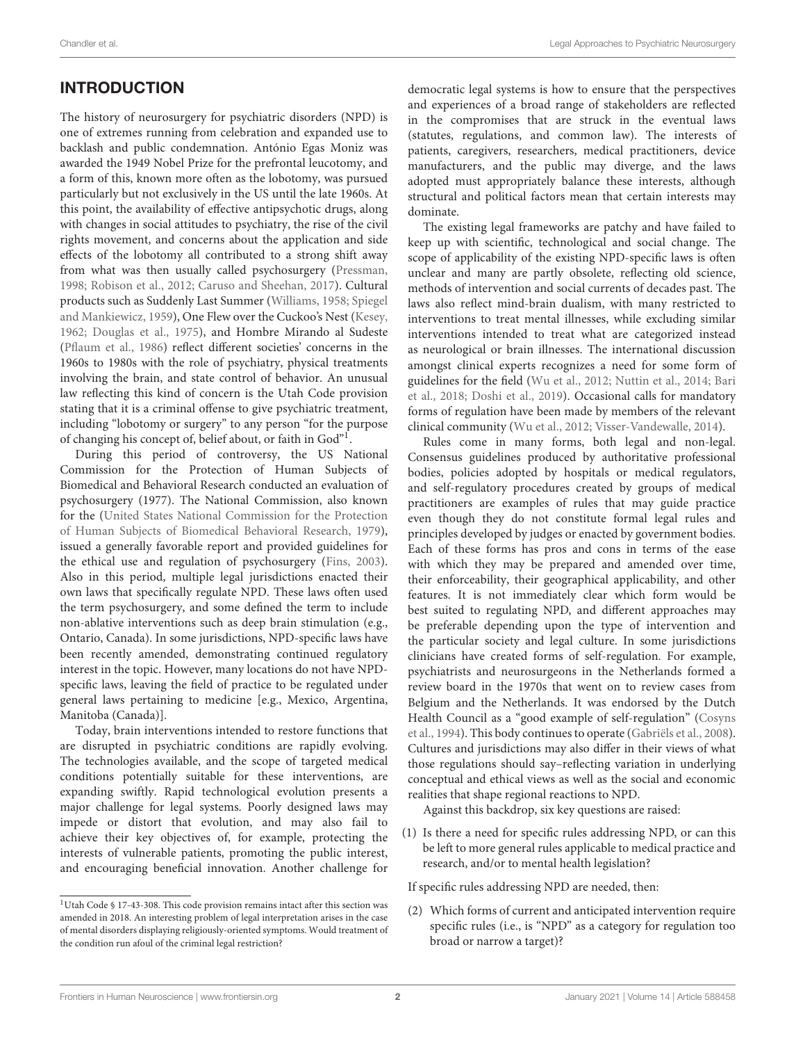## INTRODUCTION

The history of neurosurgery for psychiatric disorders (NPD) is one of extremes running from celebration and expanded use to backlash and public condemnation. António Egas Moniz was awarded the 1949 Nobel Prize for the prefrontal leucotomy, and a form of this, known more often as the lobotomy, was pursued particularly but not exclusively in the US until the late 1960s. At this point, the availability of effective antipsychotic drugs, along with changes in social attitudes to psychiatry, the rise of the civil rights movement, and concerns about the application and side effects of the lobotomy all contributed to a strong shift away from what was then usually called psychosurgery (Pressman, 1998; Robison et al., 2012; Caruso and Sheehan, 2017). Cultural products such as Suddenly Last Summer (Williams, 1958; Spiegel and Mankiewicz, 1959), One Flew over the Cuckoo's Nest (Kesey, 1962; Douglas et al., 1975), and Hombre Mirando al Sudeste (Pflaum et al., 1986) reflect different societies' concerns in the 1960s to 1980s with the role of psychiatry, physical treatments involving the brain, and state control of behavior. An unusual law reflecting this kind of concern is the Utah Code provision stating that it is a criminal offense to give psychiatric treatment, including "lobotomy or surgery" to any person "for the purpose of changing his concept of, belief about, or faith in God"[1].

During this period of controversy, the US National Commission for the Protection of Human Subjects of Biomedical and Behavioral Research conducted an evaluation of psychosurgery (1977). The National Commission, also known for the (United States National Commission for the Protection of Human Subjects of Biomedical Behavioral Research, 1979), issued a generally favorable report and provided guidelines for the ethical use and regulation of psychosurgery (Fins, 2003). Also in this period, multiple legal jurisdictions enacted their own laws that specifically regulate NPD. These laws often used the term psychosurgery, and some defined the term to include non-ablative interventions such as deep brain stimulation (e.g., Ontario, Canada). In some jurisdictions, NPD-specific laws have been recently amended, demonstrating continued regulatory interest in the topic. However, many locations do not have NPD-specific laws, leaving the field of practice to be regulated under general laws pertaining to medicine [e.g., Mexico, Argentina, Manitoba (Canada)].

Today, brain interventions intended to restore functions that are disrupted in psychiatric conditions are rapidly evolving. The technologies available, and the scope of targeted medical conditions potentially suitable for these interventions, are expanding swiftly. Rapid technological evolution presents a major challenge for legal systems. Poorly designed laws may impede or distort that evolution, and may also fail to achieve their key objectives of, for example, protecting the interests of vulnerable patients, promoting the public interest, and encouraging beneficial innovation. Another challenge for democratic legal systems is how to ensure that the perspectives and experiences of a broad range of stakeholders are reflected in the compromises that are struck in the eventual laws (statutes, regulations, and common law). The interests of patients, caregivers, researchers, medical practitioners, device manufacturers, and the public may diverge, and the laws adopted must appropriately balance these interests, although structural and political factors mean that certain interests may dominate.

The existing legal frameworks are patchy and have failed to keep up with scientific, technological and social change. The scope of applicability of the existing NPD-specific laws is often unclear and many are partly obsolete, reflecting old science, methods of intervention and social currents of decades past. The laws also reflect mind-brain dualism, with many restricted to interventions to treat mental illnesses, while excluding similar interventions intended to treat what are categorized instead as neurological or brain illnesses. The international discussion amongst clinical experts recognizes a need for some form of guidelines for the field (Wu et al., 2012; Nuttin et al., 2014; Bari et al., 2018; Doshi et al., 2019). Occasional calls for mandatory forms of regulation have been made by members of the relevant clinical community (Wu et al., 2012; Visser-Vandewalle, 2014).

Rules come in many forms, both legal and non-legal. Consensus guidelines produced by authoritative professional bodies, policies adopted by hospitals or medical regulators, and self-regulatory procedures created by groups of medical practitioners are examples of rules that may guide practice even though they do not constitute formal legal rules and principles developed by judges or enacted by government bodies. Each of these forms has pros and cons in terms of the ease with which they may be prepared and amended over time, their enforceability, their geographical applicability, and other features. It is not immediately clear which form would be best suited to regulating NPD, and different approaches may be preferable depending upon the type of intervention and the particular society and legal culture. In some jurisdictions clinicians have created forms of self-regulation. For example, psychiatrists and neurosurgeons in the Netherlands formed a review board in the 1970s that went on to review cases from Belgium and the Netherlands. It was endorsed by the Dutch Health Council as a "good example of self-regulation" (Cosyns et al., 1994). This body continues to operate (Gabriëls et al., 2008). Cultures and jurisdictions may also differ in their views of what those regulations should say–reflecting variation in underlying conceptual and ethical views as well as the social and economic realities that shape regional reactions to NPD.

Against this backdrop, six key questions are raised:

(1) Is there a need for specific rules addressing NPD, or can this be left to more general rules applicable to medical practice and research, and/or to mental health legislation?

If specific rules addressing NPD are needed, then:

(2) Which forms of current and anticipated intervention require specific rules (i.e., is "NPD" as a category for regulation too broad or narrow a target)?

[1] Utah Code § 17-43-308. This code provision remains intact after this section was amended in 2018. An interesting problem of legal interpretation arises in the case of mental disorders displaying religiously-oriented symptoms. Would treatment of the condition run afoul of the criminal legal restriction?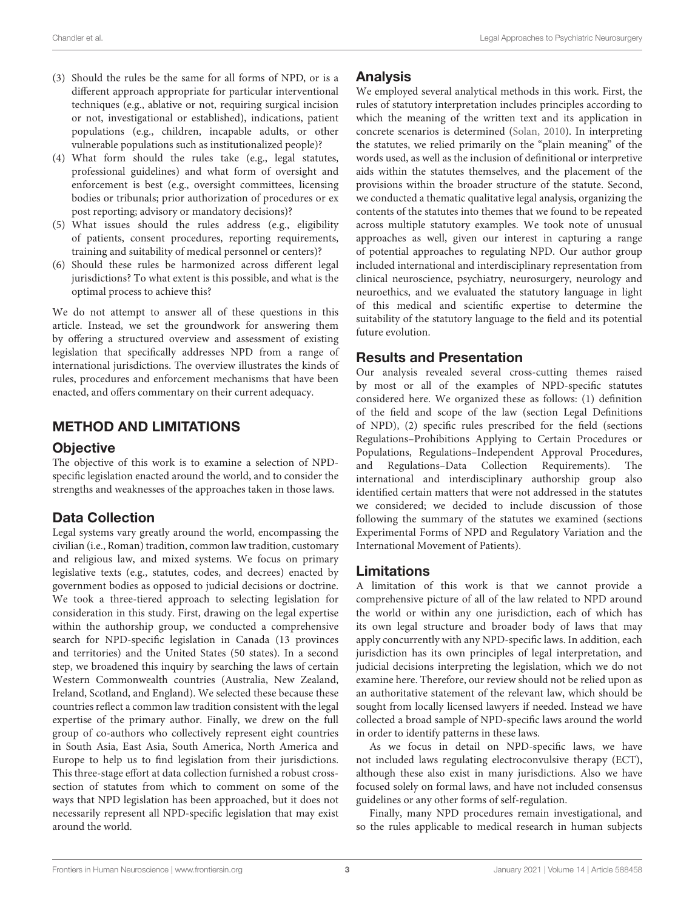(3) Should the rules be the same for all forms of NPD, or is a different approach appropriate for particular interventional techniques (e.g., ablative or not, requiring surgical incision or not, investigational or established), indications, patient populations (e.g., children, incapable adults, or other vulnerable populations such as institutionalized people)?

(4) What form should the rules take (e.g., legal statutes, professional guidelines) and what form of oversight and enforcement is best (e.g., oversight committees, licensing bodies or tribunals; prior authorization of procedures or ex post reporting; advisory or mandatory decisions)?

(5) What issues should the rules address (e.g., eligibility of patients, consent procedures, reporting requirements, training and suitability of medical personnel or centers)?

(6) Should these rules be harmonized across different legal jurisdictions? To what extent is this possible, and what is the optimal process to achieve this?

We do not attempt to answer all of these questions in this article. Instead, we set the groundwork for answering them by offering a structured overview and assessment of existing legislation that specifically addresses NPD from a range of international jurisdictions. The overview illustrates the kinds of rules, procedures and enforcement mechanisms that have been enacted, and offers commentary on their current adequacy.

# METHOD AND LIMITATIONS

## Objective

The objective of this work is to examine a selection of NPD-specific legislation enacted around the world, and to consider the strengths and weaknesses of the approaches taken in those laws.

## Data Collection

Legal systems vary greatly around the world, encompassing the civilian (i.e., Roman) tradition, common law tradition, customary and religious law, and mixed systems. We focus on primary legislative texts (e.g., statutes, codes, and decrees) enacted by government bodies as opposed to judicial decisions or doctrine. We took a three-tiered approach to selecting legislation for consideration in this study. First, drawing on the legal expertise within the authorship group, we conducted a comprehensive search for NPD-specific legislation in Canada (13 provinces and territories) and the United States (50 states). In a second step, we broadened this inquiry by searching the laws of certain Western Commonwealth countries (Australia, New Zealand, Ireland, Scotland, and England). We selected these because these countries reflect a common law tradition consistent with the legal expertise of the primary author. Finally, we drew on the full group of co-authors who collectively represent eight countries in South Asia, East Asia, South America, North America and Europe to help us to find legislation from their jurisdictions. This three-stage effort at data collection furnished a robust cross-section of statutes from which to comment on some of the ways that NPD legislation has been approached, but it does not necessarily represent all NPD-specific legislation that may exist around the world.

## Analysis

We employed several analytical methods in this work. First, the rules of statutory interpretation includes principles according to which the meaning of the written text and its application in concrete scenarios is determined (Solan, 2010). In interpreting the statutes, we relied primarily on the "plain meaning" of the words used, as well as the inclusion of definitional or interpretive aids within the statutes themselves, and the placement of the provisions within the broader structure of the statute. Second, we conducted a thematic qualitative legal analysis, organizing the contents of the statutes into themes that we found to be repeated across multiple statutory examples. We took note of unusual approaches as well, given our interest in capturing a range of potential approaches to regulating NPD. Our author group included international and interdisciplinary representation from clinical neuroscience, psychiatry, neurosurgery, neurology and neuroethics, and we evaluated the statutory language in light of this medical and scientific expertise to determine the suitability of the statutory language to the field and its potential future evolution.

## Results and Presentation

Our analysis revealed several cross-cutting themes raised by most or all of the examples of NPD-specific statutes considered here. We organized these as follows: (1) definition of the field and scope of the law (section Legal Definitions of NPD), (2) specific rules prescribed for the field (sections Regulations–Prohibitions Applying to Certain Procedures or Populations, Regulations–Independent Approval Procedures, and Regulations–Data Collection Requirements). The international and interdisciplinary authorship group also identified certain matters that were not addressed in the statutes we considered; we decided to include discussion of those following the summary of the statutes we examined (sections Experimental Forms of NPD and Regulatory Variation and the International Movement of Patients).

## Limitations

A limitation of this work is that we cannot provide a comprehensive picture of all of the law related to NPD around the world or within any one jurisdiction, each of which has its own legal structure and broader body of laws that may apply concurrently with any NPD-specific laws. In addition, each jurisdiction has its own principles of legal interpretation, and judicial decisions interpreting the legislation, which we do not examine here. Therefore, our review should not be relied upon as an authoritative statement of the relevant law, which should be sought from locally licensed lawyers if needed. Instead we have collected a broad sample of NPD-specific laws around the world in order to identify patterns in these laws.

As we focus in detail on NPD-specific laws, we have not included laws regulating electroconvulsive therapy (ECT), although these also exist in many jurisdictions. Also we have focused solely on formal laws, and have not included consensus guidelines or any other forms of self-regulation.

Finally, many NPD procedures remain investigational, and so the rules applicable to medical research in human subjects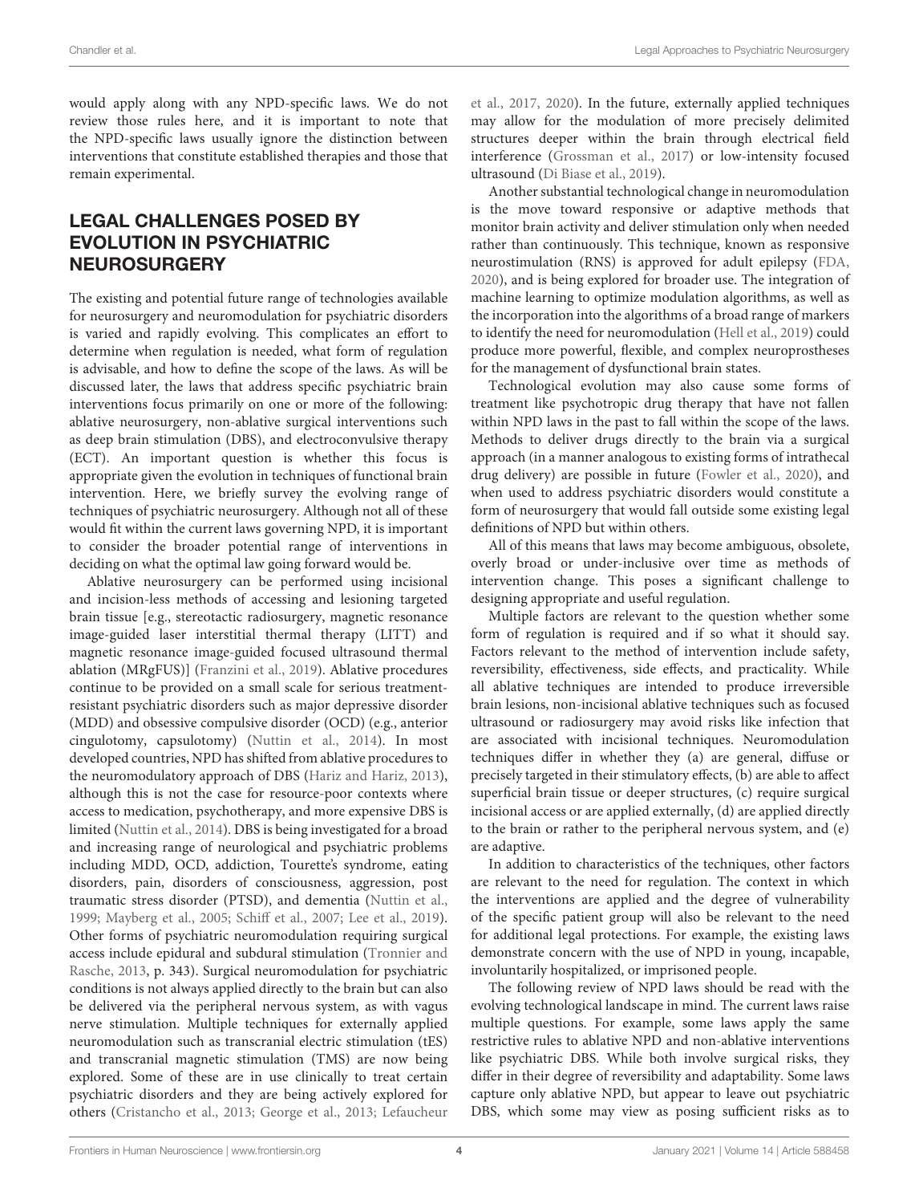would apply along with any NPD-specific laws. We do not review those rules here, and it is important to note that the NPD-specific laws usually ignore the distinction between interventions that constitute established therapies and those that remain experimental.

## LEGAL CHALLENGES POSED BY EVOLUTION IN PSYCHIATRIC NEUROSURGERY

The existing and potential future range of technologies available for neurosurgery and neuromodulation for psychiatric disorders is varied and rapidly evolving. This complicates an effort to determine when regulation is needed, what form of regulation is advisable, and how to define the scope of the laws. As will be discussed later, the laws that address specific psychiatric brain interventions focus primarily on one or more of the following: ablative neurosurgery, non-ablative surgical interventions such as deep brain stimulation (DBS), and electroconvulsive therapy (ECT). An important question is whether this focus is appropriate given the evolution in techniques of functional brain intervention. Here, we briefly survey the evolving range of techniques of psychiatric neurosurgery. Although not all of these would fit within the current laws governing NPD, it is important to consider the broader potential range of interventions in deciding on what the optimal law going forward would be.

Ablative neurosurgery can be performed using incisional and incision-less methods of accessing and lesioning targeted brain tissue [e.g., stereotactic radiosurgery, magnetic resonance image-guided laser interstitial thermal therapy (LITT) and magnetic resonance image-guided focused ultrasound thermal ablation (MRgFUS)] (Franzini et al., 2019). Ablative procedures continue to be provided on a small scale for serious treatment-resistant psychiatric disorders such as major depressive disorder (MDD) and obsessive compulsive disorder (OCD) (e.g., anterior cingulotomy, capsulotomy) (Nuttin et al., 2014). In most developed countries, NPD has shifted from ablative procedures to the neuromodulatory approach of DBS (Hariz and Hariz, 2013), although this is not the case for resource-poor contexts where access to medication, psychotherapy, and more expensive DBS is limited (Nuttin et al., 2014). DBS is being investigated for a broad and increasing range of neurological and psychiatric problems including MDD, OCD, addiction, Tourette's syndrome, eating disorders, pain, disorders of consciousness, aggression, post traumatic stress disorder (PTSD), and dementia (Nuttin et al., 1999; Mayberg et al., 2005; Schiff et al., 2007; Lee et al., 2019). Other forms of psychiatric neuromodulation requiring surgical access include epidural and subdural stimulation (Tronnier and Rasche, 2013, p. 343). Surgical neuromodulation for psychiatric conditions is not always applied directly to the brain but can also be delivered via the peripheral nervous system, as with vagus nerve stimulation. Multiple techniques for externally applied neuromodulation such as transcranial electric stimulation (tES) and transcranial magnetic stimulation (TMS) are now being explored. Some of these are in use clinically to treat certain psychiatric disorders and they are being actively explored for others (Cristancho et al., 2013; George et al., 2013; Lefaucheur et al., 2017, 2020). In the future, externally applied techniques may allow for the modulation of more precisely delimited structures deeper within the brain through electrical field interference (Grossman et al., 2017) or low-intensity focused ultrasound (Di Biase et al., 2019).

Another substantial technological change in neuromodulation is the move toward responsive or adaptive methods that monitor brain activity and deliver stimulation only when needed rather than continuously. This technique, known as responsive neurostimulation (RNS) is approved for adult epilepsy (FDA, 2020), and is being explored for broader use. The integration of machine learning to optimize modulation algorithms, as well as the incorporation into the algorithms of a broad range of markers to identify the need for neuromodulation (Hell et al., 2019) could produce more powerful, flexible, and complex neuroprostheses for the management of dysfunctional brain states.

Technological evolution may also cause some forms of treatment like psychotropic drug therapy that have not fallen within NPD laws in the past to fall within the scope of the laws. Methods to deliver drugs directly to the brain via a surgical approach (in a manner analogous to existing forms of intrathecal drug delivery) are possible in future (Fowler et al., 2020), and when used to address psychiatric disorders would constitute a form of neurosurgery that would fall outside some existing legal definitions of NPD but within others.

All of this means that laws may become ambiguous, obsolete, overly broad or under-inclusive over time as methods of intervention change. This poses a significant challenge to designing appropriate and useful regulation.

Multiple factors are relevant to the question whether some form of regulation is required and if so what it should say. Factors relevant to the method of intervention include safety, reversibility, effectiveness, side effects, and practicality. While all ablative techniques are intended to produce irreversible brain lesions, non-incisional ablative techniques such as focused ultrasound or radiosurgery may avoid risks like infection that are associated with incisional techniques. Neuromodulation techniques differ in whether they (a) are general, diffuse or precisely targeted in their stimulatory effects, (b) are able to affect superficial brain tissue or deeper structures, (c) require surgical incisional access or are applied externally, (d) are applied directly to the brain or rather to the peripheral nervous system, and (e) are adaptive.

In addition to characteristics of the techniques, other factors are relevant to the need for regulation. The context in which the interventions are applied and the degree of vulnerability of the specific patient group will also be relevant to the need for additional legal protections. For example, the existing laws demonstrate concern with the use of NPD in young, incapable, involuntarily hospitalized, or imprisoned people.

The following review of NPD laws should be read with the evolving technological landscape in mind. The current laws raise multiple questions. For example, some laws apply the same restrictive rules to ablative NPD and non-ablative interventions like psychiatric DBS. While both involve surgical risks, they differ in their degree of reversibility and adaptability. Some laws capture only ablative NPD, but appear to leave out psychiatric DBS, which some may view as posing sufficient risks as to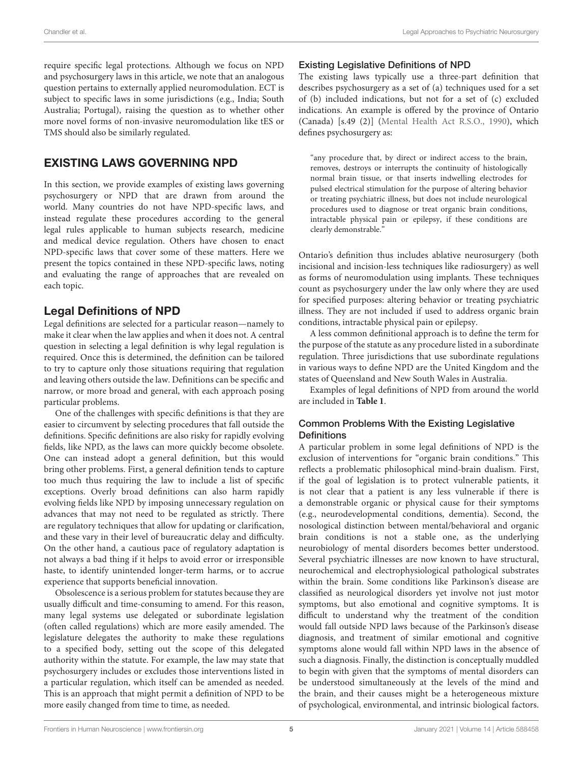require specific legal protections. Although we focus on NPD and psychosurgery laws in this article, we note that an analogous question pertains to externally applied neuromodulation. ECT is subject to specific laws in some jurisdictions (e.g., India; South Australia; Portugal), raising the question as to whether other more novel forms of non-invasive neuromodulation like tES or TMS should also be similarly regulated.

## EXISTING LAWS GOVERNING NPD

In this section, we provide examples of existing laws governing psychosurgery or NPD that are drawn from around the world. Many countries do not have NPD-specific laws, and instead regulate these procedures according to the general legal rules applicable to human subjects research, medicine and medical device regulation. Others have chosen to enact NPD-specific laws that cover some of these matters. Here we present the topics contained in these NPD-specific laws, noting and evaluating the range of approaches that are revealed on each topic.

### Legal Definitions of NPD

Legal definitions are selected for a particular reason—namely to make it clear when the law applies and when it does not. A central question in selecting a legal definition is why legal regulation is required. Once this is determined, the definition can be tailored to try to capture only those situations requiring that regulation and leaving others outside the law. Definitions can be specific and narrow, or more broad and general, with each approach posing particular problems.

One of the challenges with specific definitions is that they are easier to circumvent by selecting procedures that fall outside the definitions. Specific definitions are also risky for rapidly evolving fields, like NPD, as the laws can more quickly become obsolete. One can instead adopt a general definition, but this would bring other problems. First, a general definition tends to capture too much thus requiring the law to include a list of specific exceptions. Overly broad definitions can also harm rapidly evolving fields like NPD by imposing unnecessary regulation on advances that may not need to be regulated as strictly. There are regulatory techniques that allow for updating or clarification, and these vary in their level of bureaucratic delay and difficulty. On the other hand, a cautious pace of regulatory adaptation is not always a bad thing if it helps to avoid error or irresponsible haste, to identify unintended longer-term harms, or to accrue experience that supports beneficial innovation.

Obsolescence is a serious problem for statutes because they are usually difficult and time-consuming to amend. For this reason, many legal systems use delegated or subordinate legislation (often called regulations) which are more easily amended. The legislature delegates the authority to make these regulations to a specified body, setting out the scope of this delegated authority within the statute. For example, the law may state that psychosurgery includes or excludes those interventions listed in a particular regulation, which itself can be amended as needed. This is an approach that might permit a definition of NPD to be more easily changed from time to time, as needed.

#### Existing Legislative Definitions of NPD

The existing laws typically use a three-part definition that describes psychosurgery as a set of (a) techniques used for a set of (b) included indications, but not for a set of (c) excluded indications. An example is offered by the province of Ontario (Canada) [s.49 (2)] (Mental Health Act R.S.O., 1990), which defines psychosurgery as:

> "any procedure that, by direct or indirect access to the brain, removes, destroys or interrupts the continuity of histologically normal brain tissue, or that inserts indwelling electrodes for pulsed electrical stimulation for the purpose of altering behavior or treating psychiatric illness, but does not include neurological procedures used to diagnose or treat organic brain conditions, intractable physical pain or epilepsy, if these conditions are clearly demonstrable."

Ontario's definition thus includes ablative neurosurgery (both incisional and incision-less techniques like radiosurgery) as well as forms of neuromodulation using implants. These techniques count as psychosurgery under the law only where they are used for specified purposes: altering behavior or treating psychiatric illness. They are not included if used to address organic brain conditions, intractable physical pain or epilepsy.

A less common definitional approach is to define the term for the purpose of the statute as any procedure listed in a subordinate regulation. Three jurisdictions that use subordinate regulations in various ways to define NPD are the United Kingdom and the states of Queensland and New South Wales in Australia.

Examples of legal definitions of NPD from around the world are included in **Table 1**.

#### Common Problems With the Existing Legislative Definitions

A particular problem in some legal definitions of NPD is the exclusion of interventions for "organic brain conditions." This reflects a problematic philosophical mind-brain dualism. First, if the goal of legislation is to protect vulnerable patients, it is not clear that a patient is any less vulnerable if there is a demonstrable organic or physical cause for their symptoms (e.g., neurodevelopmental conditions, dementia). Second, the nosological distinction between mental/behavioral and organic brain conditions is not a stable one, as the underlying neurobiology of mental disorders becomes better understood. Several psychiatric illnesses are now known to have structural, neurochemical and electrophysiological pathological substrates within the brain. Some conditions like Parkinson's disease are classified as neurological disorders yet involve not just motor symptoms, but also emotional and cognitive symptoms. It is difficult to understand why the treatment of the condition would fall outside NPD laws because of the Parkinson's disease diagnosis, and treatment of similar emotional and cognitive symptoms alone would fall within NPD laws in the absence of such a diagnosis. Finally, the distinction is conceptually muddled to begin with given that the symptoms of mental disorders can be understood simultaneously at the levels of the mind and the brain, and their causes might be a heterogeneous mixture of psychological, environmental, and intrinsic biological factors.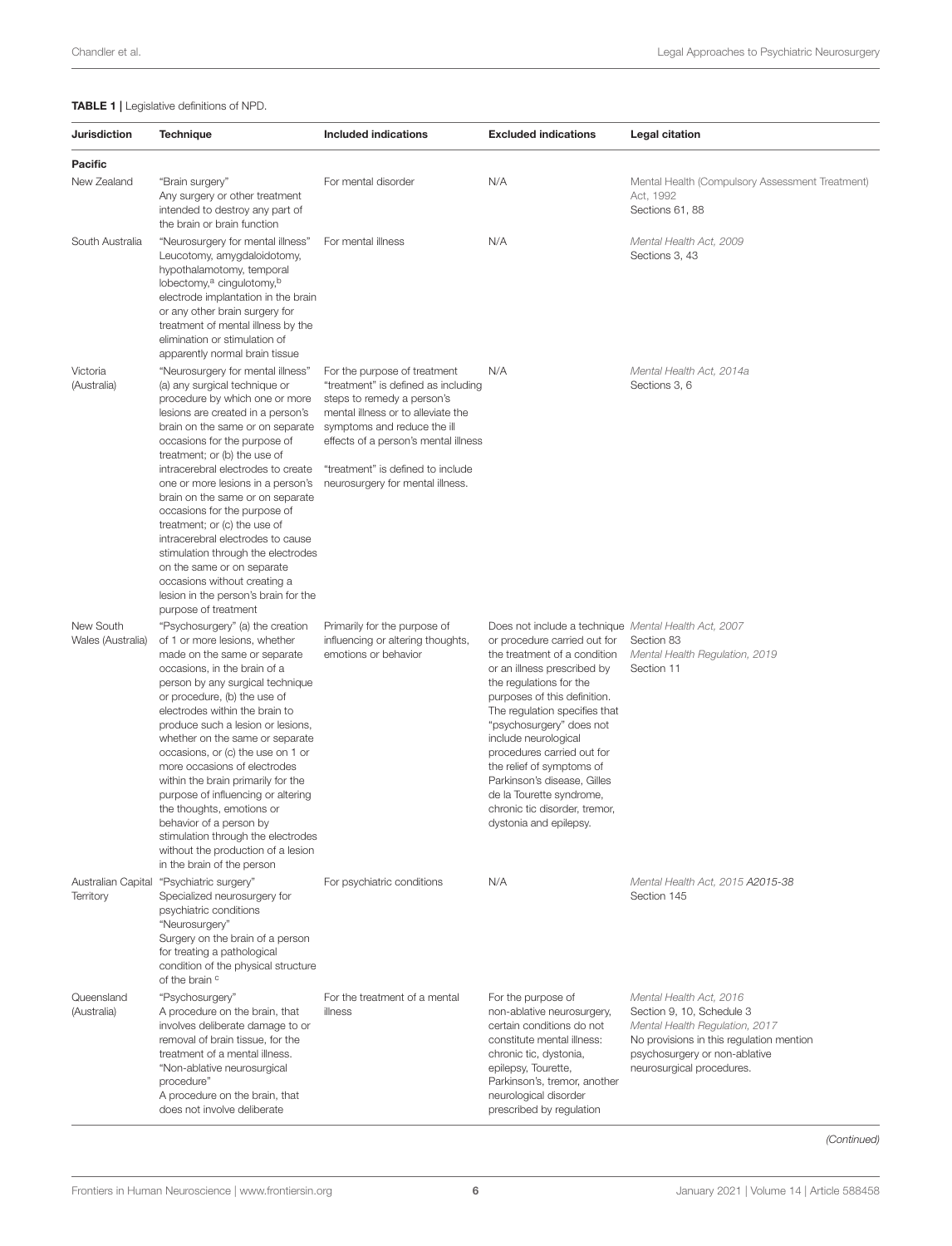**TABLE 1 |** Legislative definitions of NPD.

| Jurisdiction | Technique | Included indications | Excluded indications | Legal citation |
|---|---|---|---|---|
| **Pacific** | | | | |
| New Zealand | "Brain surgery" Any surgery or other treatment intended to destroy any part of the brain or brain function | For mental disorder | N/A | Mental Health (Compulsory Assessment Treatment) Act, 1992 Sections 61, 88 |
| South Australia | "Neurosurgery for mental illness" Leucotomy, amygdaloidotomy, hypothalamotomy, temporal lobectomy,[a] cingulotomy,[b] electrode implantation in the brain or any other brain surgery for treatment of mental illness by the elimination or stimulation of apparently normal brain tissue | For mental illness | N/A | *Mental Health Act, 2009* Sections 3, 43 |
| Victoria (Australia) | "Neurosurgery for mental illness" (a) any surgical technique or procedure by which one or more lesions are created in a person's brain on the same or on separate occasions for the purpose of treatment; or (b) the use of intracerebral electrodes to create one or more lesions in a person's brain on the same or on separate occasions for the purpose of treatment; or (c) the use of intracerebral electrodes to cause stimulation through the electrodes on the same or on separate occasions without creating a lesion in the person's brain for the purpose of treatment | For the purpose of treatment "treatment" is defined as including steps to remedy a person's mental illness or to alleviate the symptoms and reduce the ill effects of a person's mental illness "treatment" is defined to include neurosurgery for mental illness. | N/A | *Mental Health Act, 2014a* Sections 3, 6 |
| New South Wales (Australia) | "Psychosurgery" (a) the creation of 1 or more lesions, whether made on the same or separate occasions, in the brain of a person by any surgical technique or procedure, (b) the use of electrodes within the brain to produce such a lesion or lesions, whether on the same or separate occasions, or (c) the use on 1 or more occasions of electrodes within the brain primarily for the purpose of influencing or altering the thoughts, emotions or behavior of a person by stimulation through the electrodes without the production of a lesion in the brain of the person | Primarily for the purpose of influencing or altering thoughts, emotions or behavior | Does not include a technique or procedure carried out for the treatment of a condition or an illness prescribed by the regulations for the purposes of this definition. The regulation specifies that "psychosurgery" does not include neurological procedures carried out for the relief of symptoms of Parkinson's disease, Gilles de la Tourette syndrome, chronic tic disorder, tremor, dystonia and epilepsy. | *Mental Health Act, 2007* Section 83 *Mental Health Regulation, 2019* Section 11 |
| Australian Capital Territory | "Psychiatric surgery" Specialized neurosurgery for psychiatric conditions "Neurosurgery" Surgery on the brain of a person for treating a pathological condition of the physical structure of the brain [c] | For psychiatric conditions | N/A | *Mental Health Act, 2015 A2015-38* Section 145 |
| Queensland (Australia) | "Psychosurgery" A procedure on the brain, that involves deliberate damage to or removal of brain tissue, for the treatment of a mental illness. "Non-ablative neurosurgical procedure" A procedure on the brain, that does not involve deliberate | For the treatment of a mental illness | For the purpose of non-ablative neurosurgery, certain conditions do not constitute mental illness: chronic tic, dystonia, epilepsy, Tourette, Parkinson's, tremor, another neurological disorder prescribed by regulation | *Mental Health Act, 2016* Section 9, 10, Schedule 3 *Mental Health Regulation, 2017* No provisions in this regulation mention psychosurgery or non-ablative neurosurgical procedures. |

*(Continued)*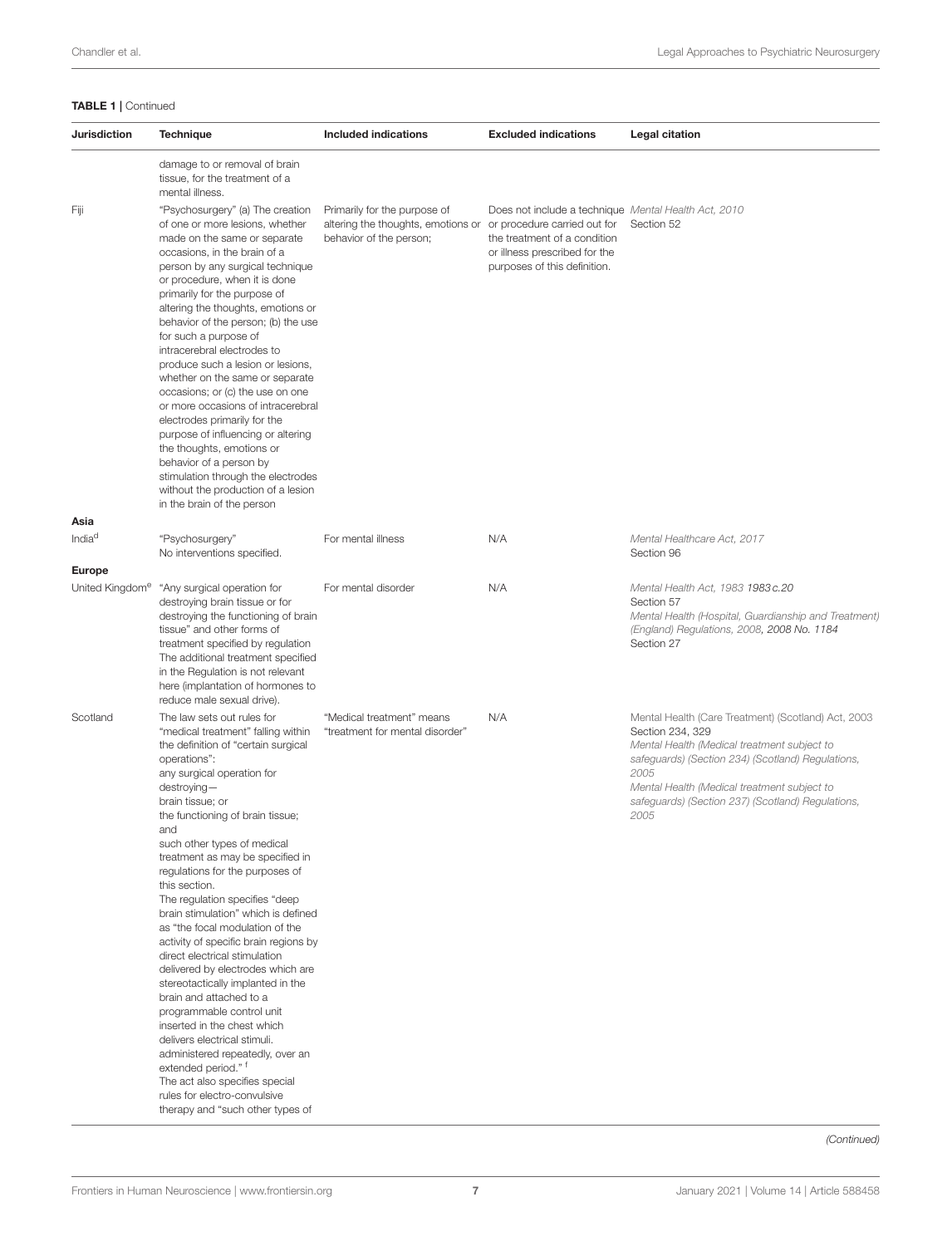**TABLE 1** | Continued

| Jurisdiction | Technique | Included indications | Excluded indications | Legal citation |
|---|---|---|---|---|
| | damage to or removal of brain tissue, for the treatment of a mental illness. | | | |
| Fiji | "Psychosurgery" (a) The creation of one or more lesions, whether made on the same or separate occasions, in the brain of a person by any surgical technique or procedure, when it is done primarily for the purpose of altering the thoughts, emotions or behavior of the person; (b) the use for such a purpose of intracerebral electrodes to produce such a lesion or lesions, whether on the same or separate occasions; or (c) the use on one or more occasions of intracerebral electrodes primarily for the purpose of influencing or altering the thoughts, emotions or behavior of a person by stimulation through the electrodes without the production of a lesion in the brain of the person | Primarily for the purpose of altering the thoughts, emotions or behavior of the person; | Does not include a technique or procedure carried out for the treatment of a condition or illness prescribed for the purposes of this definition. | *Mental Health Act, 2010* Section 52 |
| **Asia** | | | | |
| India[d] | "Psychosurgery" No interventions specified. | For mental illness | N/A | *Mental Healthcare Act, 2017* Section 96 |
| **Europe** | | | | |
| United Kingdom[e] | "Any surgical operation for destroying brain tissue or for destroying the functioning of brain tissue" and other forms of treatment specified by regulation The additional treatment specified in the Regulation is not relevant here (implantation of hormones to reduce male sexual drive). | For mental disorder | N/A | *Mental Health Act, 1983 1983 c.20* Section 57 *Mental Health (Hospital, Guardianship and Treatment) (England) Regulations, 2008, 2008 No. 1184* Section 27 |
| Scotland | The law sets out rules for "medical treatment" falling within the definition of "certain surgical operations": any surgical operation for destroying— brain tissue; or the functioning of brain tissue; and such other types of medical treatment as may be specified in regulations for the purposes of this section. The regulation specifies "deep brain stimulation" which is defined as "the focal modulation of the activity of specific brain regions by direct electrical stimulation delivered by electrodes which are stereotactically implanted in the brain and attached to a programmable control unit inserted in the chest which delivers electrical stimuli. administered repeatedly, over an extended period." [f] The act also specifies special rules for electro-convulsive therapy and "such other types of | "Medical treatment" means "treatment for mental disorder" | N/A | Mental Health (Care Treatment) (Scotland) Act, 2003 Section 234, 329 *Mental Health (Medical treatment subject to safeguards) (Section 234) (Scotland) Regulations, 2005* *Mental Health (Medical treatment subject to safeguards) (Section 237) (Scotland) Regulations, 2005* |

*(Continued)*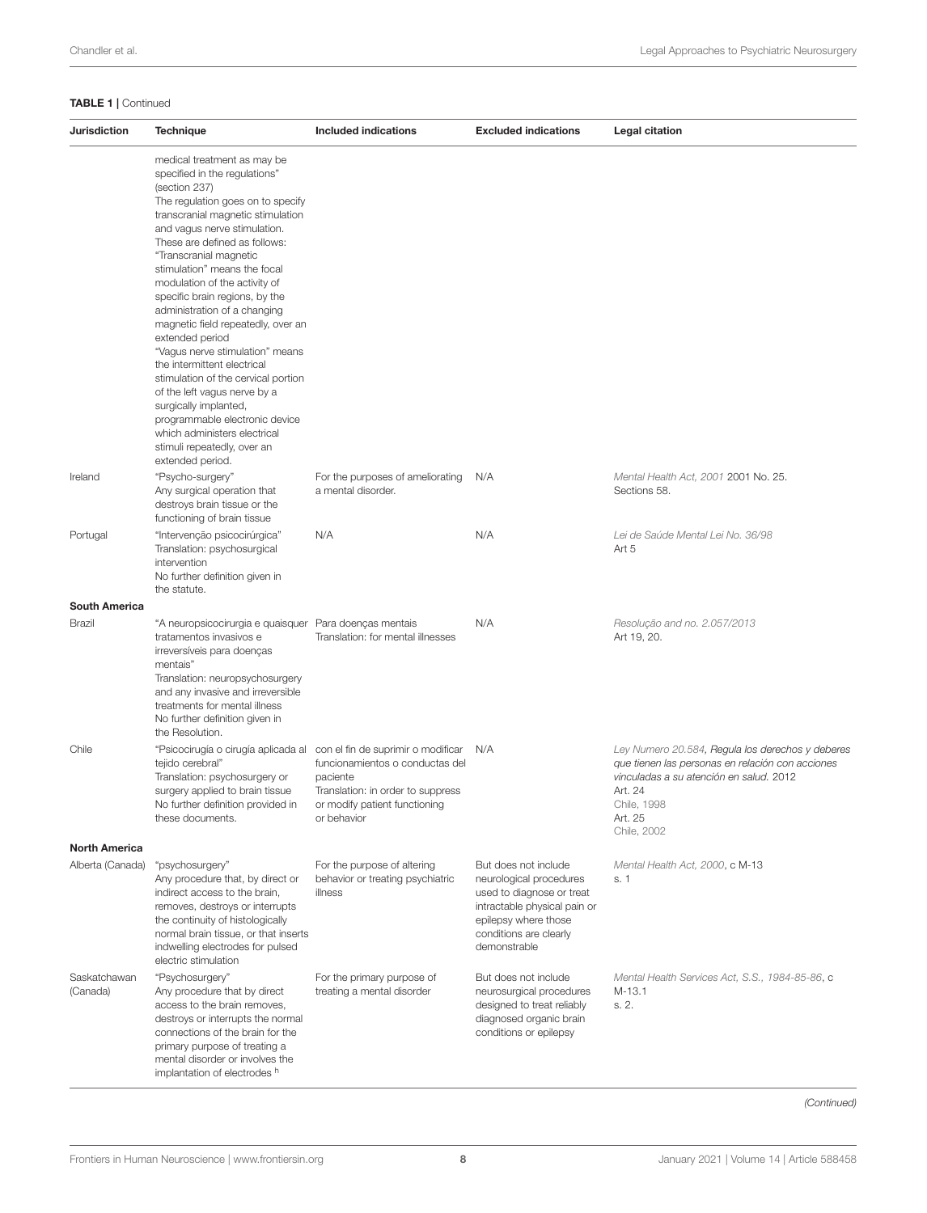**TABLE 1 |** Continued

| Jurisdiction | Technique | Included indications | Excluded indications | Legal citation |
|---|---|---|---|---|
| | medical treatment as may be specified in the regulations" (section 237)<br>The regulation goes on to specify transcranial magnetic stimulation and vagus nerve stimulation. These are defined as follows: "Transcranial magnetic stimulation" means the focal modulation of the activity of specific brain regions, by the administration of a changing magnetic field repeatedly, over an extended period<br>"Vagus nerve stimulation" means the intermittent electrical stimulation of the cervical portion of the left vagus nerve by a surgically implanted, programmable electronic device which administers electrical stimuli repeatedly, over an extended period. | | | |
| Ireland | "Psycho-surgery"<br>Any surgical operation that destroys brain tissue or the functioning of brain tissue | For the purposes of ameliorating a mental disorder. | N/A | *Mental Health Act, 2001* 2001 No. 25.<br>Sections 58. |
| Portugal | "Intervenção psicocirúrgica"<br>Translation: psychosurgical intervention<br>No further definition given in the statute. | N/A | N/A | *Lei de Saúde Mental Lei No. 36/98*<br>Art 5 |
| **South America** | | | | |
| Brazil | "A neuropsicocirurgia e quaisquer tratamentos invasivos e irreversíveis para doenças mentais"<br>Translation: neuropsychosurgery and any invasive and irreversible treatments for mental illness<br>No further definition given in the Resolution. | Para doenças mentais<br>Translation: for mental illnesses | N/A | *Resolução and no. 2.057/2013*<br>Art 19, 20. |
| Chile | "Psicocirugía o cirugía aplicada al tejido cerebral"<br>Translation: psychosurgery or surgery applied to brain tissue<br>No further definition provided in these documents. | con el fin de suprimir o modificar funcionamientos o conductas del paciente<br>Translation: in order to suppress or modify patient functioning or behavior | N/A | *Ley Numero 20.584, Regula los derechos y deberes que tienen las personas en relación con acciones vinculadas a su atención en salud.* 2012<br>Art. 24<br>Chile, 1998<br>Art. 25<br>Chile, 2002 |
| **North America** | | | | |
| Alberta (Canada) | "psychosurgery"<br>Any procedure that, by direct or indirect access to the brain, removes, destroys or interrupts the continuity of histologically normal brain tissue, or that inserts indwelling electrodes for pulsed electric stimulation | For the purpose of altering behavior or treating psychiatric illness | But does not include neurological procedures used to diagnose or treat intractable physical pain or epilepsy where those conditions are clearly demonstrable | *Mental Health Act, 2000*, c M-13<br>s. 1 |
| Saskatchewan (Canada) | "Psychosurgery"<br>Any procedure that by direct access to the brain removes, destroys or interrupts the normal connections of the brain for the primary purpose of treating a mental disorder or involves the implantation of electrodes [h] | For the primary purpose of treating a mental disorder | But does not include neurosurgical procedures designed to treat reliably diagnosed organic brain conditions or epilepsy | *Mental Health Services Act, S.S., 1984-85-86*, c M-13.1<br>s. 2. |

*(Continued)*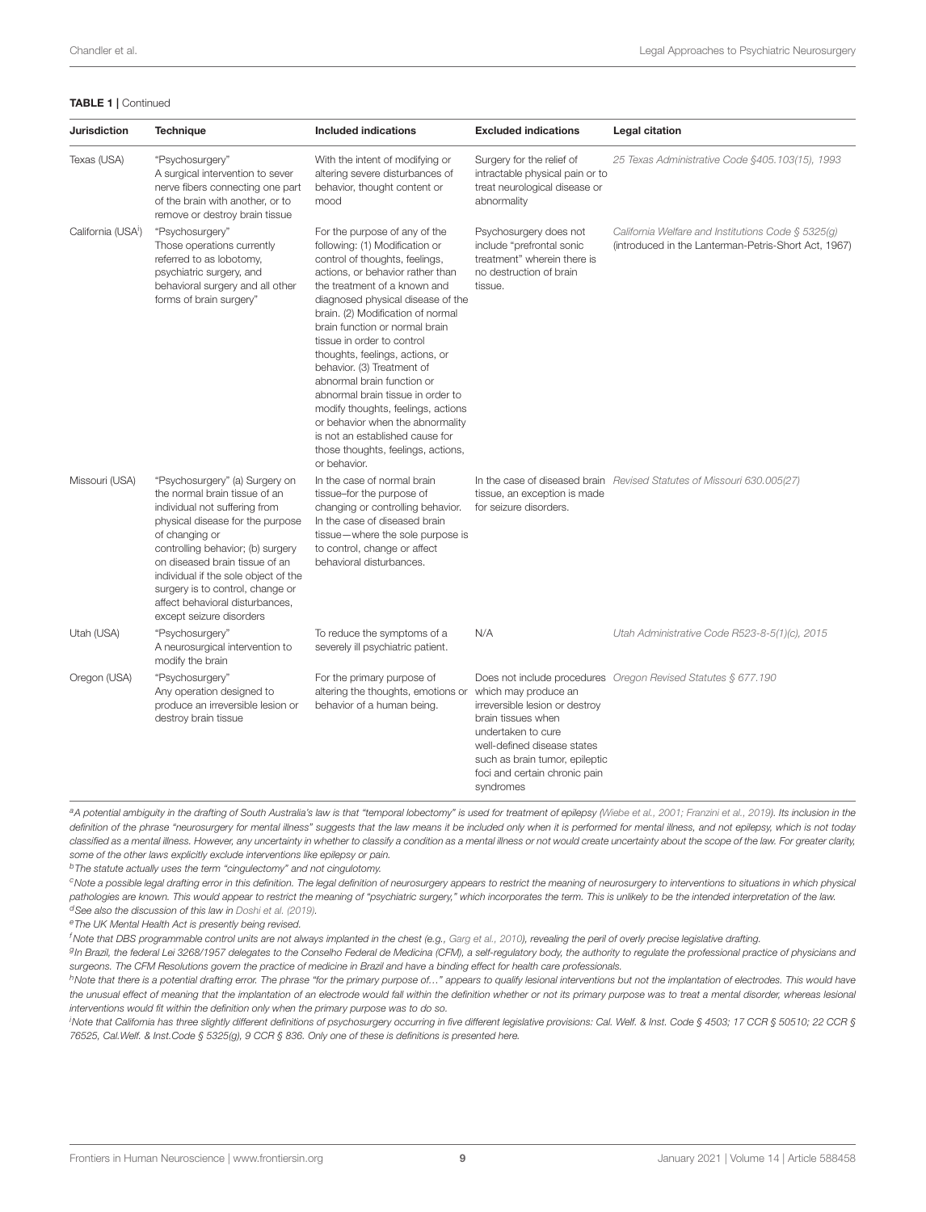**TABLE 1** | Continued

| Jurisdiction | Technique | Included indications | Excluded indications | Legal citation |
|---|---|---|---|---|
| Texas (USA) | "Psychosurgery" A surgical intervention to sever nerve fibers connecting one part of the brain with another, or to remove or destroy brain tissue | With the intent of modifying or altering severe disturbances of behavior, thought content or mood | Surgery for the relief of intractable physical pain or to treat neurological disease or abnormality | *25 Texas Administrative Code §405.103(15), 1993* |
| California (USA[i]) | "Psychosurgery" Those operations currently referred to as lobotomy, psychiatric surgery, and behavioral surgery and all other forms of brain surgery" | For the purpose of any of the following: (1) Modification or control of thoughts, feelings, actions, or behavior rather than the treatment of a known and diagnosed physical disease of the brain. (2) Modification of normal brain function or normal brain tissue in order to control thoughts, feelings, actions, or behavior. (3) Treatment of abnormal brain function or abnormal brain tissue in order to modify thoughts, feelings, actions or behavior when the abnormality is not an established cause for those thoughts, feelings, actions, or behavior. | Psychosurgery does not include "prefrontal sonic treatment" wherein there is no destruction of brain tissue. | *California Welfare and Institutions Code § 5325(g)* (introduced in the Lanterman-Petris-Short Act, 1967) |
| Missouri (USA) | "Psychosurgery" (a) Surgery on the normal brain tissue of an individual not suffering from physical disease for the purpose of changing or controlling behavior; (b) surgery on diseased brain tissue of an individual if the sole object of the surgery is to control, change or affect behavioral disturbances, except seizure disorders | In the case of normal brain tissue–for the purpose of changing or controlling behavior. In the case of diseased brain tissue—where the sole purpose is to control, change or affect behavioral disturbances. | In the case of diseased brain tissue, an exception is made for seizure disorders. | *Revised Statutes of Missouri 630.005(27)* |
| Utah (USA) | "Psychosurgery" A neurosurgical intervention to modify the brain | To reduce the symptoms of a severely ill psychiatric patient. | N/A | *Utah Administrative Code R523-8-5(1)(c), 2015* |
| Oregon (USA) | "Psychosurgery" Any operation designed to produce an irreversible lesion or destroy brain tissue | For the primary purpose of altering the thoughts, emotions or behavior of a human being. | Does not include procedures which may produce an irreversible lesion or destroy brain tissues when undertaken to cure well-defined disease states such as brain tumor, epileptic foci and certain chronic pain syndromes | *Oregon Revised Statutes § 677.190* |

[a]*A potential ambiguity in the drafting of South Australia's law is that "temporal lobectomy" is used for treatment of epilepsy (Wiebe et al., 2001; Franzini et al., 2019). Its inclusion in the definition of the phrase "neurosurgery for mental illness" suggests that the law means it be included only when it is performed for mental illness, and not epilepsy, which is not today classified as a mental illness. However, any uncertainty in whether to classify a condition as a mental illness or not would create uncertainty about the scope of the law. For greater clarity, some of the other laws explicitly exclude interventions like epilepsy or pain.*

[b]*The statute actually uses the term "cingulectomy" and not cingulotomy.*

[c]*Note a possible legal drafting error in this definition. The legal definition of neurosurgery appears to restrict the meaning of neurosurgery to interventions to situations in which physical pathologies are known. This would appear to restrict the meaning of "psychiatric surgery," which incorporates the term. This is unlikely to be the intended interpretation of the law.*

[d]*See also the discussion of this law in Doshi et al. (2019).*

[e]*The UK Mental Health Act is presently being revised.*

[f]*Note that DBS programmable control units are not always implanted in the chest (e.g., Garg et al., 2010), revealing the peril of overly precise legislative drafting.*

[g]*In Brazil, the federal Lei 3268/1957 delegates to the Conselho Federal de Medicina (CFM), a self-regulatory body, the authority to regulate the professional practice of physicians and surgeons. The CFM Resolutions govern the practice of medicine in Brazil and have a binding effect for health care professionals.*

[h]*Note that there is a potential drafting error. The phrase "for the primary purpose of..." appears to qualify lesional interventions but not the implantation of electrodes. This would have the unusual effect of meaning that the implantation of an electrode would fall within the definition whether or not its primary purpose was to treat a mental disorder, whereas lesional interventions would fit within the definition only when the primary purpose was to do so.*

[i]*Note that California has three slightly different definitions of psychosurgery occurring in five different legislative provisions: Cal. Welf. & Inst. Code § 4503; 17 CCR § 50510; 22 CCR § 76525, Cal.Welf. & Inst.Code § 5325(g), 9 CCR § 836. Only one of these is definitions is presented here.*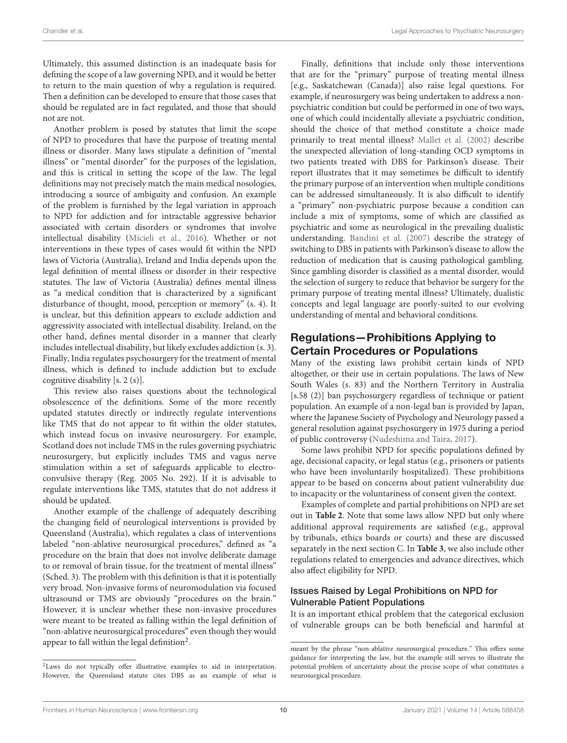Ultimately, this assumed distinction is an inadequate basis for defining the scope of a law governing NPD, and it would be better to return to the main question of why a regulation is required. Then a definition can be developed to ensure that those cases that should be regulated are in fact regulated, and those that should not are not.

Another problem is posed by statutes that limit the scope of NPD to procedures that have the purpose of treating mental illness or disorder. Many laws stipulate a definition of "mental illness" or "mental disorder" for the purposes of the legislation, and this is critical in setting the scope of the law. The legal definitions may not precisely match the main medical nosologies, introducing a source of ambiguity and confusion. An example of the problem is furnished by the legal variation in approach to NPD for addiction and for intractable aggressive behavior associated with certain disorders or syndromes that involve intellectual disability (Micieli et al., 2016). Whether or not interventions in these types of cases would fit within the NPD laws of Victoria (Australia), Ireland and India depends upon the legal definition of mental illness or disorder in their respective statutes. The law of Victoria (Australia) defines mental illness as "a medical condition that is characterized by a significant disturbance of thought, mood, perception or memory" (s. 4). It is unclear, but this definition appears to exclude addiction and aggressivity associated with intellectual disability. Ireland, on the other hand, defines mental disorder in a manner that clearly includes intellectual disability, but likely excludes addiction (s. 3). Finally, India regulates psychosurgery for the treatment of mental illness, which is defined to include addiction but to exclude cognitive disability [s. 2 (s)].

This review also raises questions about the technological obsolescence of the definitions. Some of the more recently updated statutes directly or indirectly regulate interventions like TMS that do not appear to fit within the older statutes, which instead focus on invasive neurosurgery. For example, Scotland does not include TMS in the rules governing psychiatric neurosurgery, but explicitly includes TMS and vagus nerve stimulation within a set of safeguards applicable to electro-convulsive therapy (Reg. 2005 No. 292). If it is advisable to regulate interventions like TMS, statutes that do not address it should be updated.

Another example of the challenge of adequately describing the changing field of neurological interventions is provided by Queensland (Australia), which regulates a class of interventions labeled "non-ablative neurosurgical procedures," defined as "a procedure on the brain that does not involve deliberate damage to or removal of brain tissue, for the treatment of mental illness" (Sched. 3). The problem with this definition is that it is potentially very broad. Non-invasive forms of neuromodulation via focused ultrasound or TMS are obviously "procedures on the brain." However, it is unclear whether these non-invasive procedures were meant to be treated as falling within the legal definition of "non-ablative neurosurgical procedures" even though they would appear to fall within the legal definition[2].

Finally, definitions that include only those interventions that are for the "primary" purpose of treating mental illness [e.g., Saskatchewan (Canada)] also raise legal questions. For example, if neurosurgery was being undertaken to address a non-psychiatric condition but could be performed in one of two ways, one of which could incidentally alleviate a psychiatric condition, should the choice of that method constitute a choice made primarily to treat mental illness? Mallet et al. (2002) describe the unexpected alleviation of long-standing OCD symptoms in two patients treated with DBS for Parkinson's disease. Their report illustrates that it may sometimes be difficult to identify the primary purpose of an intervention when multiple conditions can be addressed simultaneously. It is also difficult to identify a "primary" non-psychiatric purpose because a condition can include a mix of symptoms, some of which are classified as psychiatric and some as neurological in the prevailing dualistic understanding. Bandini et al. (2007) describe the strategy of switching to DBS in patients with Parkinson's disease to allow the reduction of medication that is causing pathological gambling. Since gambling disorder is classified as a mental disorder, would the selection of surgery to reduce that behavior be surgery for the primary purpose of treating mental illness? Ultimately, dualistic concepts and legal language are poorly-suited to our evolving understanding of mental and behavioral conditions.

## Regulations—Prohibitions Applying to Certain Procedures or Populations

Many of the existing laws prohibit certain kinds of NPD altogether, or their use in certain populations. The laws of New South Wales (s. 83) and the Northern Territory in Australia [s.58 (2)] ban psychosurgery regardless of technique or patient population. An example of a non-legal ban is provided by Japan, where the Japanese Society of Psychology and Neurology passed a general resolution against psychosurgery in 1975 during a period of public controversy (Nudeshima and Taira, 2017).

Some laws prohibit NPD for specific populations defined by age, decisional capacity, or legal status (e.g., prisoners or patients who have been involuntarily hospitalized). These prohibitions appear to be based on concerns about patient vulnerability due to incapacity or the voluntariness of consent given the context.

Examples of complete and partial prohibitions on NPD are set out in **Table 2**. Note that some laws allow NPD but only where additional approval requirements are satisfied (e.g., approval by tribunals, ethics boards or courts) and these are discussed separately in the next section C. In **Table 3**, we also include other regulations related to emergencies and advance directives, which also affect eligibility for NPD.

### Issues Raised by Legal Prohibitions on NPD for Vulnerable Patient Populations

It is an important ethical problem that the categorical exclusion of vulnerable groups can be both beneficial and harmful at

[2]Laws do not typically offer illustrative examples to aid in interpretation. However, the Queensland statute cites DBS as an example of what is meant by the phrase "non-ablative neurosurgical procedure." This offers some guidance for interpreting the law, but the example still serves to illustrate the potential problem of uncertainty about the precise scope of what constitutes a neurosurgical procedure.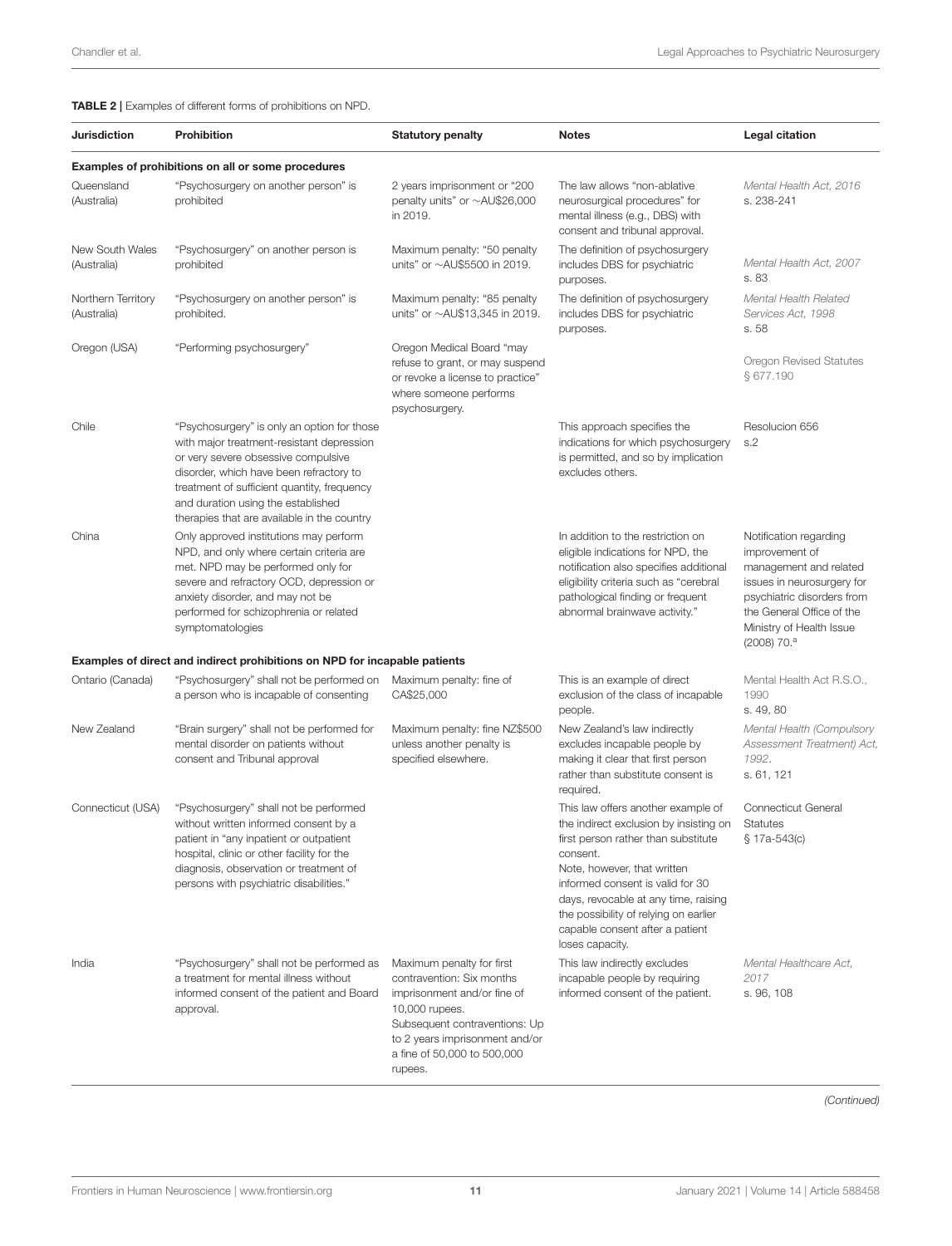**TABLE 2 |** Examples of different forms of prohibitions on NPD.

| Jurisdiction | Prohibition | Statutory penalty | Notes | Legal citation |
|---|---|---|---|---|
| **Examples of prohibitions on all or some procedures** | | | | |
| Queensland (Australia) | "Psychosurgery on another person" is prohibited | 2 years imprisonment or "200 penalty units" or ∼AU$26,000 in 2019. | The law allows "non-ablative neurosurgical procedures" for mental illness (e.g., DBS) with consent and tribunal approval. | *Mental Health Act, 2016* s. 238-241 |
| New South Wales (Australia) | "Psychosurgery" on another person is prohibited | Maximum penalty: "50 penalty units" or ∼AU$5500 in 2019. | The definition of psychosurgery includes DBS for psychiatric purposes. | *Mental Health Act, 2007* s. 83 |
| Northern Territory (Australia) | "Psychosurgery on another person" is prohibited. | Maximum penalty: "85 penalty units" or ∼AU$13,345 in 2019. | The definition of psychosurgery includes DBS for psychiatric purposes. | *Mental Health Related Services Act, 1998* s. 58 |
| Oregon (USA) | "Performing psychosurgery" | Oregon Medical Board "may refuse to grant, or may suspend or revoke a license to practice" where someone performs psychosurgery. | | Oregon Revised Statutes § 677.190 |
| Chile | "Psychosurgery" is only an option for those with major treatment-resistant depression or very severe obsessive compulsive disorder, which have been refractory to treatment of sufficient quantity, frequency and duration using the established therapies that are available in the country | | This approach specifies the indications for which psychosurgery is permitted, and so by implication excludes others. | Resolucion 656 s.2 |
| China | Only approved institutions may perform NPD, and only where certain criteria are met. NPD may be performed only for severe and refractory OCD, depression or anxiety disorder, and may not be performed for schizophrenia or related symptomatologies | | In addition to the restriction on eligible indications for NPD, the notification also specifies additional eligibility criteria such as "cerebral pathological finding or frequent abnormal brainwave activity." | Notification regarding improvement of management and related issues in neurosurgery for psychiatric disorders from the General Office of the Ministry of Health Issue (2008) 70.[a] |
| **Examples of direct and indirect prohibitions on NPD for incapable patients** | | | | |
| Ontario (Canada) | "Psychosurgery" shall not be performed on a person who is incapable of consenting | Maximum penalty: fine of CA$25,000 | This is an example of direct exclusion of the class of incapable people. | Mental Health Act R.S.O., 1990 s. 49, 80 |
| New Zealand | "Brain surgery" shall not be performed for mental disorder on patients without consent and Tribunal approval | Maximum penalty: fine NZ$500 unless another penalty is specified elsewhere. | New Zealand's law indirectly excludes incapable people by making it clear that first person rather than substitute consent is required. | *Mental Health (Compulsory Assessment Treatment) Act, 1992*. s. 61, 121 |
| Connecticut (USA) | "Psychosurgery" shall not be performed without written informed consent by a patient in "any inpatient or outpatient hospital, clinic or other facility for the diagnosis, observation or treatment of persons with psychiatric disabilities." | | This law offers another example of the indirect exclusion by insisting on first person rather than substitute consent. Note, however, that written informed consent is valid for 30 days, revocable at any time, raising the possibility of relying on earlier capable consent after a patient loses capacity. | Connecticut General Statutes § 17a-543(c) |
| India | "Psychosurgery" shall not be performed as a treatment for mental illness without informed consent of the patient and Board approval. | Maximum penalty for first contravention: Six months imprisonment and/or fine of 10,000 rupees. Subsequent contraventions: Up to 2 years imprisonment and/or a fine of 50,000 to 500,000 rupees. | This law indirectly excludes incapable people by requiring informed consent of the patient. | *Mental Healthcare Act, 2017* s. 96, 108 |

*(Continued)*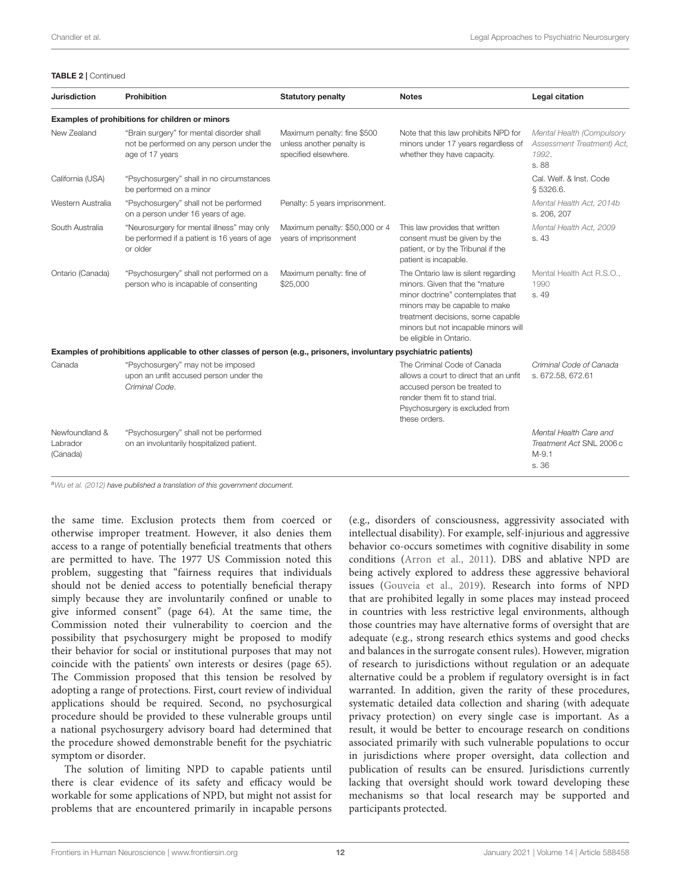**TABLE 2** | Continued

| Jurisdiction | Prohibition | Statutory penalty | Notes | Legal citation |
|---|---|---|---|---|
| **Examples of prohibitions for children or minors** | | | | |
| New Zealand | "Brain surgery" for mental disorder shall not be performed on any person under the age of 17 years | Maximum penalty: fine $500 unless another penalty is specified elsewhere. | Note that this law prohibits NPD for minors under 17 years regardless of whether they have capacity. | *Mental Health (Compulsory Assessment Treatment) Act, 1992*. s. 88 |
| California (USA) | "Psychosurgery" shall in no circumstances be performed on a minor | | | Cal. Welf. & Inst. Code § 5326.6. |
| Western Australia | "Psychosurgery" shall not be performed on a person under 16 years of age. | Penalty: 5 years imprisonment. | | *Mental Health Act, 2014b* s. 206, 207 |
| South Australia | "Neurosurgery for mental illness" may only be performed if a patient is 16 years of age or older | Maximum penalty: $50,000 or 4 years of imprisonment | This law provides that written consent must be given by the patient, or by the Tribunal if the patient is incapable. | *Mental Health Act, 2009* s. 43 |
| Ontario (Canada) | "Psychosurgery" shall not performed on a person who is incapable of consenting | Maximum penalty: fine of $25,000 | The Ontario law is silent regarding minors. Given that the "mature minor doctrine" contemplates that minors may be capable to make treatment decisions, some capable minors but not incapable minors will be eligible in Ontario. | Mental Health Act R.S.O., 1990 s. 49 |
| **Examples of prohibitions applicable to other classes of person (e.g., prisoners, involuntary psychiatric patients)** | | | | |
| Canada | "Psychosurgery" may not be imposed upon an unfit accused person under the *Criminal Code*. | | The Criminal Code of Canada allows a court to direct that an unfit accused person be treated to render them fit to stand trial. Psychosurgery is excluded from these orders. | *Criminal Code of Canada* s. 672.58, 672.61 |
| Newfoundland & Labrador (Canada) | "Psychosurgery" shall not be performed on an involuntarily hospitalized patient. | | | *Mental Health Care and Treatment Act* SNL 2006 c M-9.1 s. 36 |

[a] *Wu et al. (2012) have published a translation of this government document.*

the same time. Exclusion protects them from coerced or otherwise improper treatment. However, it also denies them access to a range of potentially beneficial treatments that others are permitted to have. The 1977 US Commission noted this problem, suggesting that "fairness requires that individuals should not be denied access to potentially beneficial therapy simply because they are involuntarily confined or unable to give informed consent" (page 64). At the same time, the Commission noted their vulnerability to coercion and the possibility that psychosurgery might be proposed to modify their behavior for social or institutional purposes that may not coincide with the patients' own interests or desires (page 65). The Commission proposed that this tension be resolved by adopting a range of protections. First, court review of individual applications should be required. Second, no psychosurgical procedure should be provided to these vulnerable groups until a national psychosurgery advisory board had determined that the procedure showed demonstrable benefit for the psychiatric symptom or disorder.

The solution of limiting NPD to capable patients until there is clear evidence of its safety and efficacy would be workable for some applications of NPD, but might not assist for problems that are encountered primarily in incapable persons (e.g., disorders of consciousness, aggressivity associated with intellectual disability). For example, self-injurious and aggressive behavior co-occurs sometimes with cognitive disability in some conditions (Arron et al., 2011). DBS and ablative NPD are being actively explored to address these aggressive behavioral issues (Gouveia et al., 2019). Research into forms of NPD that are prohibited legally in some places may instead proceed in countries with less restrictive legal environments, although those countries may have alternative forms of oversight that are adequate (e.g., strong research ethics systems and good checks and balances in the surrogate consent rules). However, migration of research to jurisdictions without regulation or an adequate alternative could be a problem if regulatory oversight is in fact warranted. In addition, given the rarity of these procedures, systematic detailed data collection and sharing (with adequate privacy protection) on every single case is important. As a result, it would be better to encourage research on conditions associated primarily with such vulnerable populations to occur in jurisdictions where proper oversight, data collection and publication of results can be ensured. Jurisdictions currently lacking that oversight should work toward developing these mechanisms so that local research may be supported and participants protected.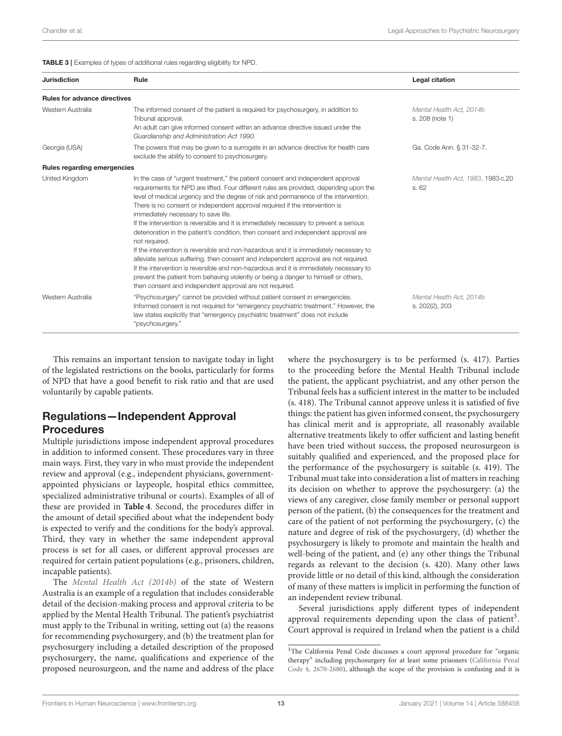**TABLE 3** | Examples of types of additional rules regarding eligibility for NPD.

| Jurisdiction | Rule | Legal citation |
|---|---|---|
| **Rules for advance directives** | | |
| Western Australia | The informed consent of the patient is required for psychosurgery, in addition to Tribunal approval.<br>An adult can give informed consent within an advance directive issued under the *Guardianship and Administration Act 1990.* | *Mental Health Act, 2014b* s. 208 (note 1) |
| Georgia (USA) | The powers that may be given to a surrogate in an advance directive for health care exclude the ability to consent to psychosurgery. | Ga. Code Ann. § 31-32-7. |
| **Rules regarding emergencies** | | |
| United Kingdom | In the case of "urgent treatment," the patient consent and independent approval requirements for NPD are lifted. Four different rules are provided, depending upon the level of medical urgency and the degree of risk and permanence of the intervention.<br>There is no consent or independent approval required if the intervention is immediately necessary to save life.<br>If the intervention is reversible and it is immediately necessary to prevent a serious deterioration in the patient's condition, then consent and independent approval are not required.<br>If the intervention is reversible and non-hazardous and it is immediately necessary to alleviate serious suffering, then consent and independent approval are not required.<br>If the intervention is reversible and non-hazardous and it is immediately necessary to prevent the patient from behaving violently or being a danger to himself or others, then consent and independent approval are not required. | *Mental Health Act, 1983*, 1983 c.20 s. 62 |
| Western Australia | "Psychosurgery" cannot be provided without patient consent in emergencies. Informed consent is not required for "emergency psychiatric treatment." However, the law states explicitly that "emergency psychiatric treatment" does not include "psychosurgery." | *Mental Health Act, 2014b* s. 202(2), 203 |

This remains an important tension to navigate today in light of the legislated restrictions on the books, particularly for forms of NPD that have a good benefit to risk ratio and that are used voluntarily by capable patients.

## Regulations—Independent Approval Procedures

Multiple jurisdictions impose independent approval procedures in addition to informed consent. These procedures vary in three main ways. First, they vary in who must provide the independent review and approval (e.g., independent physicians, government-appointed physicians or laypeople, hospital ethics committee, specialized administrative tribunal or courts). Examples of all of these are provided in **Table 4**. Second, the procedures differ in the amount of detail specified about what the independent body is expected to verify and the conditions for the body's approval. Third, they vary in whether the same independent approval process is set for all cases, or different approval processes are required for certain patient populations (e.g., prisoners, children, incapable patients).

The *Mental Health Act (2014b)* of the state of Western Australia is an example of a regulation that includes considerable detail of the decision-making process and approval criteria to be applied by the Mental Health Tribunal. The patient's psychiatrist must apply to the Tribunal in writing, setting out (a) the reasons for recommending psychosurgery, and (b) the treatment plan for psychosurgery including a detailed description of the proposed psychosurgery, the name, qualifications and experience of the proposed neurosurgeon, and the name and address of the place where the psychosurgery is to be performed (s. 417). Parties to the proceeding before the Mental Health Tribunal include the patient, the applicant psychiatrist, and any other person the Tribunal feels has a sufficient interest in the matter to be included (s. 418). The Tribunal cannot approve unless it is satisfied of five things: the patient has given informed consent, the psychosurgery has clinical merit and is appropriate, all reasonably available alternative treatments likely to offer sufficient and lasting benefit have been tried without success, the proposed neurosurgeon is suitably qualified and experienced, and the proposed place for the performance of the psychosurgery is suitable (s. 419). The Tribunal must take into consideration a list of matters in reaching its decision on whether to approve the psychosurgery: (a) the views of any caregiver, close family member or personal support person of the patient, (b) the consequences for the treatment and care of the patient of not performing the psychosurgery, (c) the nature and degree of risk of the psychosurgery, (d) whether the psychosurgery is likely to promote and maintain the health and well-being of the patient, and (e) any other things the Tribunal regards as relevant to the decision (s. 420). Many other laws provide little or no detail of this kind, although the consideration of many of these matters is implicit in performing the function of an independent review tribunal.

Several jurisdictions apply different types of independent approval requirements depending upon the class of patient[3]. Court approval is required in Ireland when the patient is a child

[3]The California Penal Code discusses a court approval procedure for "organic therapy" including psychosurgery for at least some prisoners (California Penal Code §, 2670-2680), although the scope of the provision is confusing and it is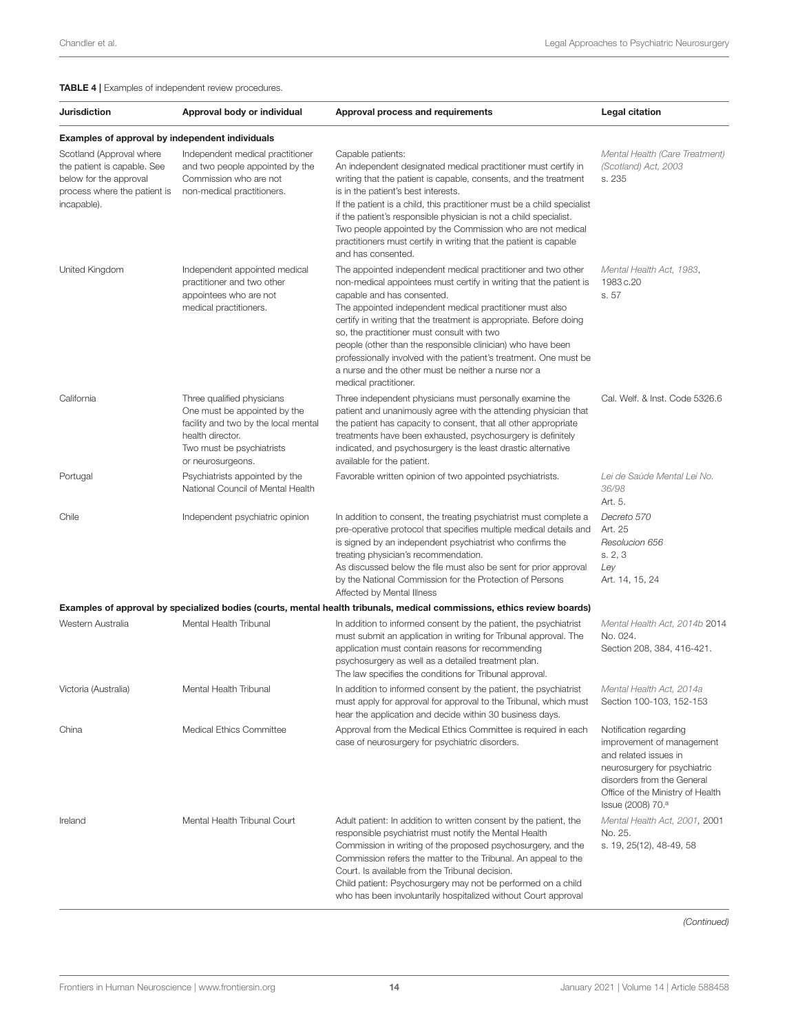**TABLE 4 |** Examples of independent review procedures.

| Jurisdiction | Approval body or individual | Approval process and requirements | Legal citation |
|---|---|---|---|
| **Examples of approval by independent individuals** | | | |
| Scotland (Approval where the patient is capable. See below for the approval process where the patient is incapable). | Independent medical practitioner and two people appointed by the Commission who are not non-medical practitioners. | Capable patients: An independent designated medical practitioner must certify in writing that the patient is capable, consents, and the treatment is in the patient's best interests. If the patient is a child, this practitioner must be a child specialist if the patient's responsible physician is not a child specialist. Two people appointed by the Commission who are not medical practitioners must certify in writing that the patient is capable and has consented. | *Mental Health (Care Treatment) (Scotland) Act, 2003* s. 235 |
| United Kingdom | Independent appointed medical practitioner and two other appointees who are not medical practitioners. | The appointed independent medical practitioner and two other non-medical appointees must certify in writing that the patient is capable and has consented. The appointed independent medical practitioner must also certify in writing that the treatment is appropriate. Before doing so, the practitioner must consult with two people (other than the responsible clinician) who have been professionally involved with the patient's treatment. One must be a nurse and the other must be neither a nurse nor a medical practitioner. | *Mental Health Act, 1983*, 1983 c.20 s. 57 |
| California | Three qualified physicians One must be appointed by the facility and two by the local mental health director. Two must be psychiatrists or neurosurgeons. | Three independent physicians must personally examine the patient and unanimously agree with the attending physician that the patient has capacity to consent, that all other appropriate treatments have been exhausted, psychosurgery is definitely indicated, and psychosurgery is the least drastic alternative available for the patient. | Cal. Welf. & Inst. Code 5326.6 |
| Portugal | Psychiatrists appointed by the National Council of Mental Health | Favorable written opinion of two appointed psychiatrists. | *Lei de Saúde Mental Lei No. 36/98* Art. 5. |
| Chile | Independent psychiatric opinion | In addition to consent, the treating psychiatrist must complete a pre-operative protocol that specifies multiple medical details and is signed by an independent psychiatrist who confirms the treating physician's recommendation. As discussed below the file must also be sent for prior approval by the National Commission for the Protection of Persons Affected by Mental Illness | *Decreto 570* Art. 25 *Resolucion 656* s. 2, 3 *Ley* Art. 14, 15, 24 |
| **Examples of approval by specialized bodies (courts, mental health tribunals, medical commissions, ethics review boards)** | | | |
| Western Australia | Mental Health Tribunal | In addition to informed consent by the patient, the psychiatrist must submit an application in writing for Tribunal approval. The application must contain reasons for recommending psychosurgery as well as a detailed treatment plan. The law specifies the conditions for Tribunal approval. | *Mental Health Act, 2014b* 2014 No. 024. Section 208, 384, 416-421. |
| Victoria (Australia) | Mental Health Tribunal | In addition to informed consent by the patient, the psychiatrist must apply for approval for approval to the Tribunal, which must hear the application and decide within 30 business days. | *Mental Health Act, 2014a* Section 100-103, 152-153 |
| China | Medical Ethics Committee | Approval from the Medical Ethics Committee is required in each case of neurosurgery for psychiatric disorders. | Notification regarding improvement of management and related issues in neurosurgery for psychiatric disorders from the General Office of the Ministry of Health Issue (2008) 70.[a] |
| Ireland | Mental Health Tribunal Court | Adult patient: In addition to written consent by the patient, the responsible psychiatrist must notify the Mental Health Commission in writing of the proposed psychosurgery, and the Commission refers the matter to the Tribunal. An appeal to the Court. Is available from the Tribunal decision. Child patient: Psychosurgery may not be performed on a child who has been involuntarily hospitalized without Court approval | *Mental Health Act, 2001*, 2001 No. 25. s. 19, 25(12), 48-49, 58 |

*(Continued)*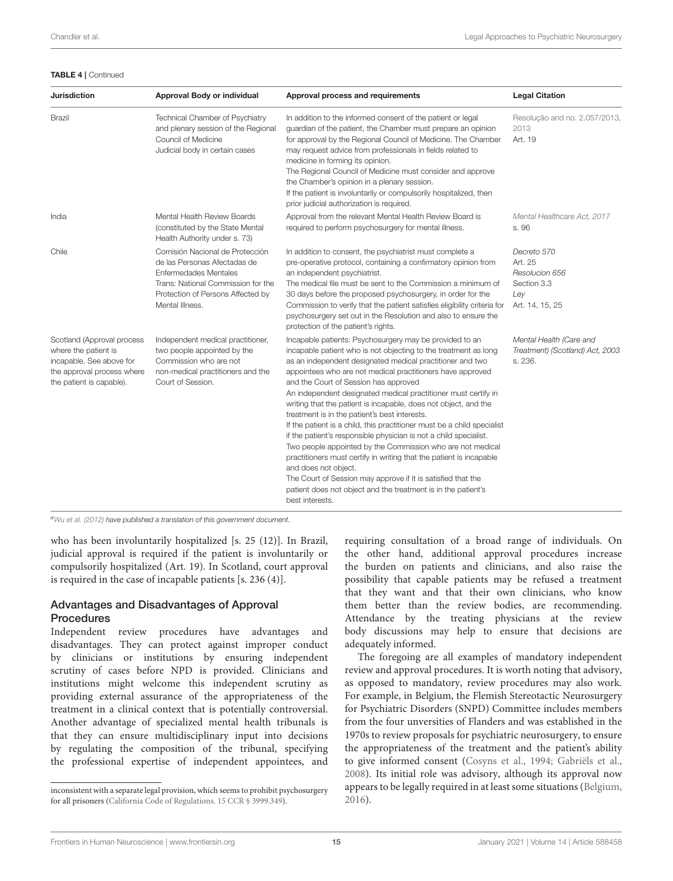**TABLE 4 |** Continued

| Jurisdiction | Approval Body or individual | Approval process and requirements | Legal Citation |
|---|---|---|---|
| Brazil | Technical Chamber of Psychiatry and plenary session of the Regional Council of Medicine<br>Judicial body in certain cases | In addition to the informed consent of the patient or legal guardian of the patient, the Chamber must prepare an opinion for approval by the Regional Council of Medicine. The Chamber may request advice from professionals in fields related to medicine in forming its opinion.<br>The Regional Council of Medicine must consider and approve the Chamber's opinion in a plenary session.<br>If the patient is involuntarily or compulsorily hospitalized, then prior judicial authorization is required. | Resolução and no. 2.057/2013, 2013<br>Art. 19 |
| India | Mental Health Review Boards (constituted by the State Mental Health Authority under s. 73) | Approval from the relevant Mental Health Review Board is required to perform psychosurgery for mental illness. | *Mental Healthcare Act, 2017*<br>s. 96 |
| Chile | Comisión Nacional de Protección de las Personas Afectadas de Enfermedades Mentales<br>Trans: National Commission for the Protection of Persons Affected by Mental Illness. | In addition to consent, the psychiatrist must complete a pre-operative protocol, containing a confirmatory opinion from an independent psychiatrist.<br>The medical file must be sent to the Commission a minimum of 30 days before the proposed psychosurgery, in order for the Commission to verify that the patient satisfies eligibility criteria for psychosurgery set out in the Resolution and also to ensure the protection of the patient's rights. | *Decreto 570*<br>Art. 25<br>*Resolucion 656*<br>Section 3.3<br>*Ley*<br>Art. 14, 15, 25 |
| Scotland (Approval process where the patient is incapable. See above for the approval process where the patient is capable). | Independent medical practitioner, two people appointed by the Commission who are not non-medical practitioners and the Court of Session. | Incapable patients: Psychosurgery may be provided to an incapable patient who is not objecting to the treatment as long as an independent designated medical practitioner and two appointees who are not medical practitioners have approved and the Court of Session has approved<br>An independent designated medical practitioner must certify in writing that the patient is incapable, does not object, and the treatment is in the patient's best interests.<br>If the patient is a child, this practitioner must be a child specialist if the patient's responsible physician is not a child specialist.<br>Two people appointed by the Commission who are not medical practitioners must certify in writing that the patient is incapable and does not object.<br>The Court of Session may approve if it is satisfied that the patient does not object and the treatment is in the patient's best interests. | *Mental Health (Care and Treatment) (Scotland) Act, 2003*<br>s. 236. |

[a] *Wu et al. (2012) have published a translation of this government document.*

who has been involuntarily hospitalized [s. 25 (12)]. In Brazil, judicial approval is required if the patient is involuntarily or compulsorily hospitalized (Art. 19). In Scotland, court approval is required in the case of incapable patients [s. 236 (4)].

## Advantages and Disadvantages of Approval Procedures

Independent review procedures have advantages and disadvantages. They can protect against improper conduct by clinicians or institutions by ensuring independent scrutiny of cases before NPD is provided. Clinicians and institutions might welcome this independent scrutiny as providing external assurance of the appropriateness of the treatment in a clinical context that is potentially controversial. Another advantage of specialized mental health tribunals is that they can ensure multidisciplinary input into decisions by regulating the composition of the tribunal, specifying the professional expertise of independent appointees, and requiring consultation of a broad range of individuals. On the other hand, additional approval procedures increase the burden on patients and clinicians, and also raise the possibility that capable patients may be refused a treatment that they want and that their own clinicians, who know them better than the review bodies, are recommending. Attendance by the treating physicians at the review body discussions may help to ensure that decisions are adequately informed.

The foregoing are all examples of mandatory independent review and approval procedures. It is worth noting that advisory, as opposed to mandatory, review procedures may also work. For example, in Belgium, the Flemish Stereotactic Neurosurgery for Psychiatric Disorders (SNPD) Committee includes members from the four unversities of Flanders and was established in the 1970s to review proposals for psychiatric neurosurgery, to ensure the appropriateness of the treatment and the patient's ability to give informed consent (Cosyns et al., 1994; Gabriëls et al., 2008). Its initial role was advisory, although its approval now appears to be legally required in at least some situations (Belgium, 2016).

inconsistent with a separate legal provision, which seems to prohibit psychosurgery for all prisoners (California Code of Regulations. 15 CCR § 3999.349).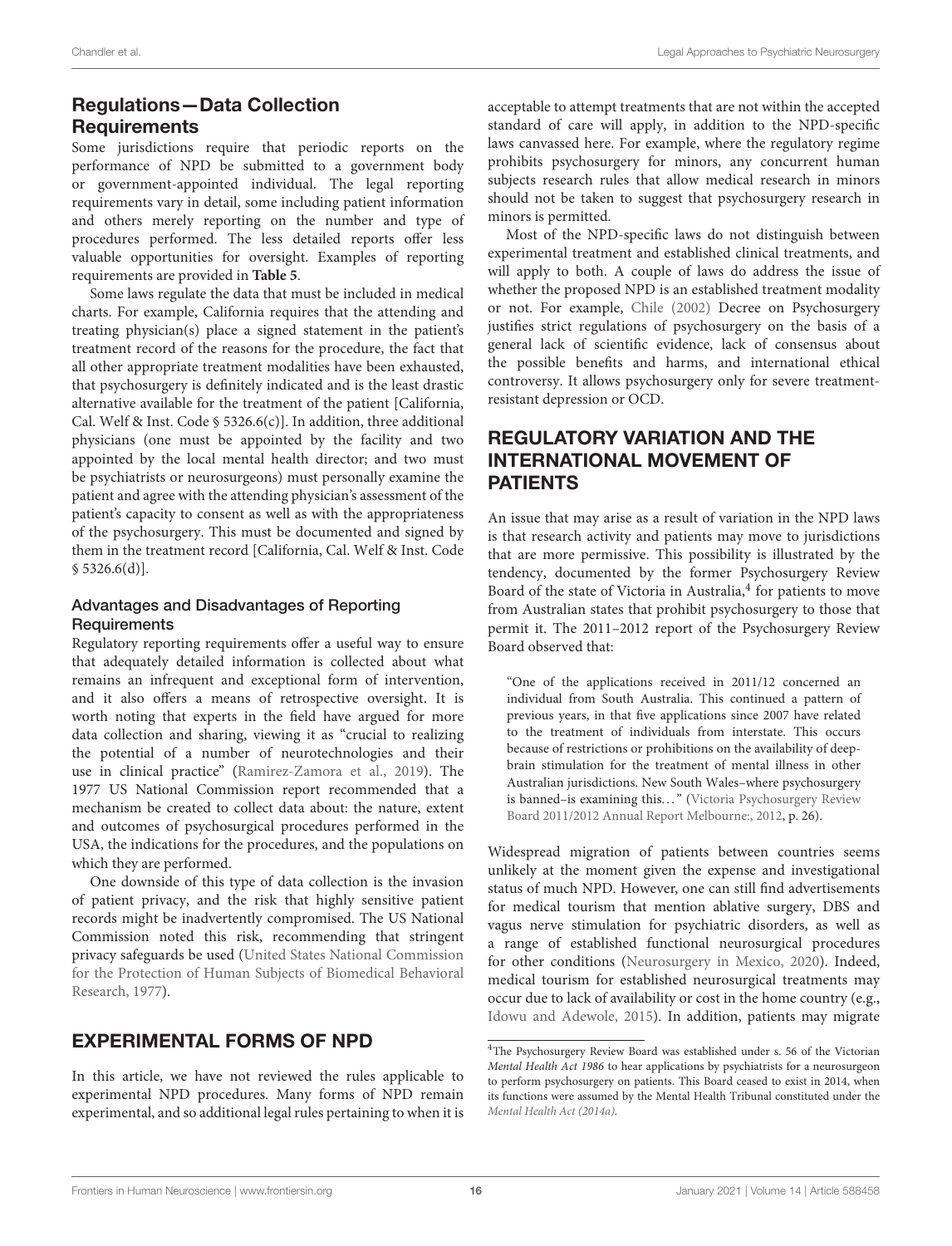## Regulations—Data Collection Requirements

Some jurisdictions require that periodic reports on the performance of NPD be submitted to a government body or government-appointed individual. The legal reporting requirements vary in detail, some including patient information and others merely reporting on the number and type of procedures performed. The less detailed reports offer less valuable opportunities for oversight. Examples of reporting requirements are provided in **Table 5**.

Some laws regulate the data that must be included in medical charts. For example, California requires that the attending and treating physician(s) place a signed statement in the patient's treatment record of the reasons for the procedure, the fact that all other appropriate treatment modalities have been exhausted, that psychosurgery is definitely indicated and is the least drastic alternative available for the treatment of the patient [California, Cal. Welf & Inst. Code § 5326.6(c)]. In addition, three additional physicians (one must be appointed by the facility and two appointed by the local mental health director; and two must be psychiatrists or neurosurgeons) must personally examine the patient and agree with the attending physician's assessment of the patient's capacity to consent as well as with the appropriateness of the psychosurgery. This must be documented and signed by them in the treatment record [California, Cal. Welf & Inst. Code § 5326.6(d)].

### Advantages and Disadvantages of Reporting Requirements

Regulatory reporting requirements offer a useful way to ensure that adequately detailed information is collected about what remains an infrequent and exceptional form of intervention, and it also offers a means of retrospective oversight. It is worth noting that experts in the field have argued for more data collection and sharing, viewing it as "crucial to realizing the potential of a number of neurotechnologies and their use in clinical practice" (Ramirez-Zamora et al., 2019). The 1977 US National Commission report recommended that a mechanism be created to collect data about: the nature, extent and outcomes of psychosurgical procedures performed in the USA, the indications for the procedures, and the populations on which they are performed.

One downside of this type of data collection is the invasion of patient privacy, and the risk that highly sensitive patient records might be inadvertently compromised. The US National Commission noted this risk, recommending that stringent privacy safeguards be used (United States National Commission for the Protection of Human Subjects of Biomedical Behavioral Research, 1977).

## EXPERIMENTAL FORMS OF NPD

In this article, we have not reviewed the rules applicable to experimental NPD procedures. Many forms of NPD remain experimental, and so additional legal rules pertaining to when it is acceptable to attempt treatments that are not within the accepted standard of care will apply, in addition to the NPD-specific laws canvassed here. For example, where the regulatory regime prohibits psychosurgery for minors, any concurrent human subjects research rules that allow medical research in minors should not be taken to suggest that psychosurgery research in minors is permitted.

Most of the NPD-specific laws do not distinguish between experimental treatment and established clinical treatments, and will apply to both. A couple of laws do address the issue of whether the proposed NPD is an established treatment modality or not. For example, Chile (2002) Decree on Psychosurgery justifies strict regulations of psychosurgery on the basis of a general lack of scientific evidence, lack of consensus about the possible benefits and harms, and international ethical controversy. It allows psychosurgery only for severe treatment-resistant depression or OCD.

## REGULATORY VARIATION AND THE INTERNATIONAL MOVEMENT OF PATIENTS

An issue that may arise as a result of variation in the NPD laws is that research activity and patients may move to jurisdictions that are more permissive. This possibility is illustrated by the tendency, documented by the former Psychosurgery Review Board of the state of Victoria in Australia,[4] for patients to move from Australian states that prohibit psychosurgery to those that permit it. The 2011–2012 report of the Psychosurgery Review Board observed that:

> "One of the applications received in 2011/12 concerned an individual from South Australia. This continued a pattern of previous years, in that five applications since 2007 have related to the treatment of individuals from interstate. This occurs because of restrictions or prohibitions on the availability of deep-brain stimulation for the treatment of mental illness in other Australian jurisdictions. New South Wales–where psychosurgery is banned–is examining this..." (Victoria Psychosurgery Review Board 2011/2012 Annual Report Melbourne:, 2012, p. 26).

Widespread migration of patients between countries seems unlikely at the moment given the expense and investigational status of much NPD. However, one can still find advertisements for medical tourism that mention ablative surgery, DBS and vagus nerve stimulation for psychiatric disorders, as well as a range of established functional neurosurgical procedures for other conditions (Neurosurgery in Mexico, 2020). Indeed, medical tourism for established neurosurgical treatments may occur due to lack of availability or cost in the home country (e.g., Idowu and Adewole, 2015). In addition, patients may migrate

[4] The Psychosurgery Review Board was established under s. 56 of the Victorian *Mental Health Act 1986* to hear applications by psychiatrists for a neurosurgeon to perform psychosurgery on patients. This Board ceased to exist in 2014, when its functions were assumed by the Mental Health Tribunal constituted under the *Mental Health Act (2014a)*.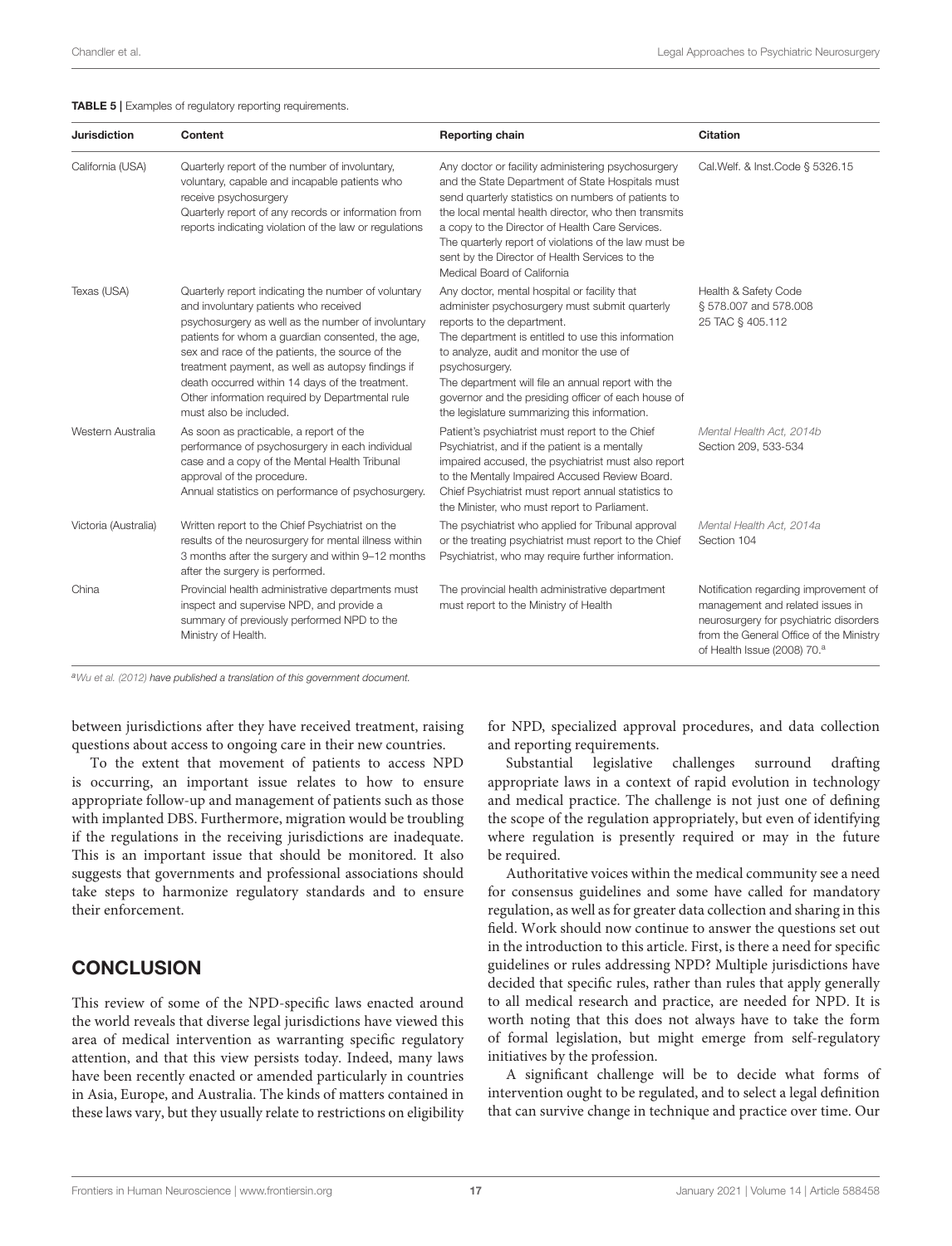**TABLE 5** | Examples of regulatory reporting requirements.

| Jurisdiction | Content | Reporting chain | Citation |
|---|---|---|---|
| California (USA) | Quarterly report of the number of involuntary, voluntary, capable and incapable patients who receive psychosurgery<br>Quarterly report of any records or information from reports indicating violation of the law or regulations | Any doctor or facility administering psychosurgery and the State Department of State Hospitals must send quarterly statistics on numbers of patients to the local mental health director, who then transmits a copy to the Director of Health Care Services. The quarterly report of violations of the law must be sent by the Director of Health Services to the Medical Board of California | Cal.Welf. & Inst.Code § 5326.15 |
| Texas (USA) | Quarterly report indicating the number of voluntary and involuntary patients who received psychosurgery as well as the number of involuntary patients for whom a guardian consented, the age, sex and race of the patients, the source of the treatment payment, as well as autopsy findings if death occurred within 14 days of the treatment. Other information required by Departmental rule must also be included. | Any doctor, mental hospital or facility that administer psychosurgery must submit quarterly reports to the department.<br>The department is entitled to use this information to analyze, audit and monitor the use of psychosurgery.<br>The department will file an annual report with the governor and the presiding officer of each house of the legislature summarizing this information. | Health & Safety Code § 578.007 and 578.008<br>25 TAC § 405.112 |
| Western Australia | As soon as practicable, a report of the performance of psychosurgery in each individual case and a copy of the Mental Health Tribunal approval of the procedure.<br>Annual statistics on performance of psychosurgery. | Patient's psychiatrist must report to the Chief Psychiatrist, and if the patient is a mentally impaired accused, the psychiatrist must also report to the Mentally Impaired Accused Review Board. Chief Psychiatrist must report annual statistics to the Minister, who must report to Parliament. | *Mental Health Act, 2014b* Section 209, 533-534 |
| Victoria (Australia) | Written report to the Chief Psychiatrist on the results of the neurosurgery for mental illness within 3 months after the surgery and within 9–12 months after the surgery is performed. | The psychiatrist who applied for Tribunal approval or the treating psychiatrist must report to the Chief Psychiatrist, who may require further information. | *Mental Health Act, 2014a* Section 104 |
| China | Provincial health administrative departments must inspect and supervise NPD, and provide a summary of previously performed NPD to the Ministry of Health. | The provincial health administrative department must report to the Ministry of Health | Notification regarding improvement of management and related issues in neurosurgery for psychiatric disorders from the General Office of the Ministry of Health Issue (2008) 70.[a] |

[a]*Wu et al. (2012) have published a translation of this government document.*

between jurisdictions after they have received treatment, raising questions about access to ongoing care in their new countries.

To the extent that movement of patients to access NPD is occurring, an important issue relates to how to ensure appropriate follow-up and management of patients such as those with implanted DBS. Furthermore, migration would be troubling if the regulations in the receiving jurisdictions are inadequate. This is an important issue that should be monitored. It also suggests that governments and professional associations should take steps to harmonize regulatory standards and to ensure their enforcement.

## CONCLUSION

This review of some of the NPD-specific laws enacted around the world reveals that diverse legal jurisdictions have viewed this area of medical intervention as warranting specific regulatory attention, and that this view persists today. Indeed, many laws have been recently enacted or amended particularly in countries in Asia, Europe, and Australia. The kinds of matters contained in these laws vary, but they usually relate to restrictions on eligibility for NPD, specialized approval procedures, and data collection and reporting requirements.

Substantial legislative challenges surround drafting appropriate laws in a context of rapid evolution in technology and medical practice. The challenge is not just one of defining the scope of the regulation appropriately, but even of identifying where regulation is presently required or may in the future be required.

Authoritative voices within the medical community see a need for consensus guidelines and some have called for mandatory regulation, as well as for greater data collection and sharing in this field. Work should now continue to answer the questions set out in the introduction to this article. First, is there a need for specific guidelines or rules addressing NPD? Multiple jurisdictions have decided that specific rules, rather than rules that apply generally to all medical research and practice, are needed for NPD. It is worth noting that this does not always have to take the form of formal legislation, but might emerge from self-regulatory initiatives by the profession.

A significant challenge will be to decide what forms of intervention ought to be regulated, and to select a legal definition that can survive change in technique and practice over time. Our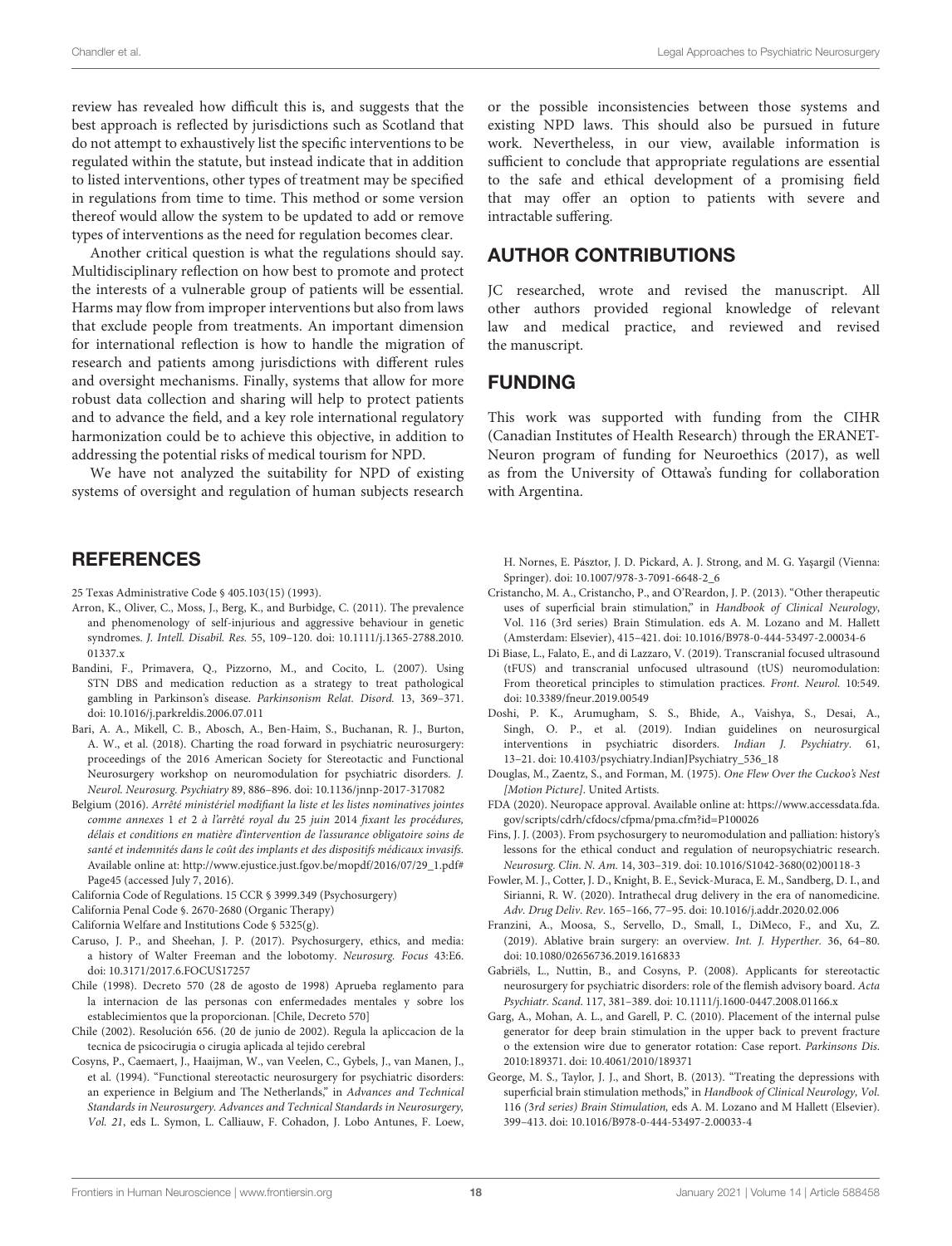review has revealed how difficult this is, and suggests that the best approach is reflected by jurisdictions such as Scotland that do not attempt to exhaustively list the specific interventions to be regulated within the statute, but instead indicate that in addition to listed interventions, other types of treatment may be specified in regulations from time to time. This method or some version thereof would allow the system to be updated to add or remove types of interventions as the need for regulation becomes clear.

Another critical question is what the regulations should say. Multidisciplinary reflection on how best to promote and protect the interests of a vulnerable group of patients will be essential. Harms may flow from improper interventions but also from laws that exclude people from treatments. An important dimension for international reflection is how to handle the migration of research and patients among jurisdictions with different rules and oversight mechanisms. Finally, systems that allow for more robust data collection and sharing will help to protect patients and to advance the field, and a key role international regulatory harmonization could be to achieve this objective, in addition to addressing the potential risks of medical tourism for NPD.

We have not analyzed the suitability for NPD of existing systems of oversight and regulation of human subjects research or the possible inconsistencies between those systems and existing NPD laws. This should also be pursued in future work. Nevertheless, in our view, available information is sufficient to conclude that appropriate regulations are essential to the safe and ethical development of a promising field that may offer an option to patients with severe and intractable suffering.

## AUTHOR CONTRIBUTIONS

JC researched, wrote and revised the manuscript. All other authors provided regional knowledge of relevant law and medical practice, and reviewed and revised the manuscript.

## FUNDING

This work was supported with funding from the CIHR (Canadian Institutes of Health Research) through the ERANET-Neuron program of funding for Neuroethics (2017), as well as from the University of Ottawa's funding for collaboration with Argentina.

## REFERENCES

25 Texas Administrative Code § 405.103(15) (1993).

Arron, K., Oliver, C., Moss, J., Berg, K., and Burbidge, C. (2011). The prevalence and phenomenology of self-injurious and aggressive behaviour in genetic syndromes. *J. Intell. Disabil. Res.* 55, 109–120. doi: 10.1111/j.1365-2788.2010.01337.x

Bandini, F., Primavera, Q., Pizzorno, M., and Cocito, L. (2007). Using STN DBS and medication reduction as a strategy to treat pathological gambling in Parkinson's disease. *Parkinsonism Relat. Disord.* 13, 369–371. doi: 10.1016/j.parkreldis.2006.07.011

Bari, A. A., Mikell, C. B., Abosch, A., Ben-Haim, S., Buchanan, R. J., Burton, A. W., et al. (2018). Charting the road forward in psychiatric neurosurgery: proceedings of the 2016 American Society for Stereotactic and Functional Neurosurgery workshop on neuromodulation for psychiatric disorders. *J. Neurol. Neurosurg. Psychiatry* 89, 886–896. doi: 10.1136/jnnp-2017-317082

Belgium (2016). *Arrêté ministériel modifiant la liste et les listes nominatives jointes comme annexes* 1 *et* 2 *à l'arrêté royal du* 25 *juin* 2014 *fixant les procédures, délais et conditions en matière d'intervention de l'assurance obligatoire soins de santé et indemnités dans le coût des implants et des dispositifs médicaux invasifs*. Available online at: http://www.ejustice.just.fgov.be/mopdf/2016/07/29_1.pdf#Page45 (accessed July 7, 2016).

California Code of Regulations. 15 CCR § 3999.349 (Psychosurgery)

California Penal Code §. 2670-2680 (Organic Therapy)

California Welfare and Institutions Code § 5325(g).

Caruso, J. P., and Sheehan, J. P. (2017). Psychosurgery, ethics, and media: a history of Walter Freeman and the lobotomy. *Neurosurg. Focus* 43:E6. doi: 10.3171/2017.6.FOCUS17257

Chile (1998). Decreto 570 (28 de agosto de 1998) Aprueba reglamento para la internacion de las personas con enfermedades mentales y sobre los establecimientos que la proporcionan. [Chile, Decreto 570]

Chile (2002). Resolución 656. (20 de junio de 2002). Regula la apliccacion de la tecnica de psicocirugia o cirugia aplicada al tejido cerebral

Cosyns, P., Caemaert, J., Haaijman, W., van Veelen, C., Gybels, J., van Manen, J., et al. (1994). "Functional stereotactic neurosurgery for psychiatric disorders: an experience in Belgium and The Netherlands," in *Advances and Technical Standards in Neurosurgery. Advances and Technical Standards in Neurosurgery, Vol. 21*, eds L. Symon, L. Calliauw, F. Cohadon, J. Lobo Antunes, F. Loew, H. Nornes, E. Pásztor, J. D. Pickard, A. J. Strong, and M. G. Yaşargil (Vienna: Springer). doi: 10.1007/978-3-7091-6648-2_6

Cristancho, M. A., Cristancho, P., and O'Reardon, J. P. (2013). "Other therapeutic uses of superficial brain stimulation," in *Handbook of Clinical Neurology*, Vol. 116 (3rd series) Brain Stimulation. eds A. M. Lozano and M. Hallett (Amsterdam: Elsevier), 415–421. doi: 10.1016/B978-0-444-53497-2.00034-6

Di Biase, L., Falato, E., and di Lazzaro, V. (2019). Transcranial focused ultrasound (tFUS) and transcranial unfocused ultrasound (tUS) neuromodulation: From theoretical principles to stimulation practices. *Front. Neurol.* 10:549. doi: 10.3389/fneur.2019.00549

Doshi, P. K., Arumugham, S. S., Bhide, A., Vaishya, S., Desai, A., Singh, O. P., et al. (2019). Indian guidelines on neurosurgical interventions in psychiatric disorders. *Indian J. Psychiatry*. 61, 13–21. doi: 10.4103/psychiatry.IndianJPsychiatry_536_18

Douglas, M., Zaentz, S., and Forman, M. (1975). *One Flew Over the Cuckoo's Nest [Motion Picture]*. United Artists.

FDA (2020). Neuropace approval. Available online at: https://www.accessdata.fda.gov/scripts/cdrh/cfdocs/cfpma/pma.cfm?id=P100026

Fins, J. J. (2003). From psychosurgery to neuromodulation and palliation: history's lessons for the ethical conduct and regulation of neuropsychiatric research. *Neurosurg. Clin. N. Am.* 14, 303–319. doi: 10.1016/S1042-3680(02)00118-3

Fowler, M. J., Cotter, J. D., Knight, B. E., Sevick-Muraca, E. M., Sandberg, D. I., and Sirianni, R. W. (2020). Intrathecal drug delivery in the era of nanomedicine. *Adv. Drug Deliv. Rev*. 165–166, 77–95. doi: 10.1016/j.addr.2020.02.006

Franzini, A., Moosa, S., Servello, D., Small, I., DiMeco, F., and Xu, Z. (2019). Ablative brain surgery: an overview. *Int. J. Hyperther*. 36, 64–80. doi: 10.1080/02656736.2019.1616833

Gabriëls, L., Nuttin, B., and Cosyns, P. (2008). Applicants for stereotactic neurosurgery for psychiatric disorders: role of the flemish advisory board. *Acta Psychiatr. Scand*. 117, 381–389. doi: 10.1111/j.1600-0447.2008.01166.x

Garg, A., Mohan, A. L., and Garell, P. C. (2010). Placement of the internal pulse generator for deep brain stimulation in the upper back to prevent fracture o the extension wire due to generator rotation: Case report. *Parkinsons Dis*. 2010:189371. doi: 10.4061/2010/189371

George, M. S., Taylor, J. J., and Short, B. (2013). "Treating the depressions with superficial brain stimulation methods," in *Handbook of Clinical Neurology, Vol. 116 (3rd series) Brain Stimulation,* eds A. M. Lozano and M Hallett (Elsevier). 399–413. doi: 10.1016/B978-0-444-53497-2.00033-4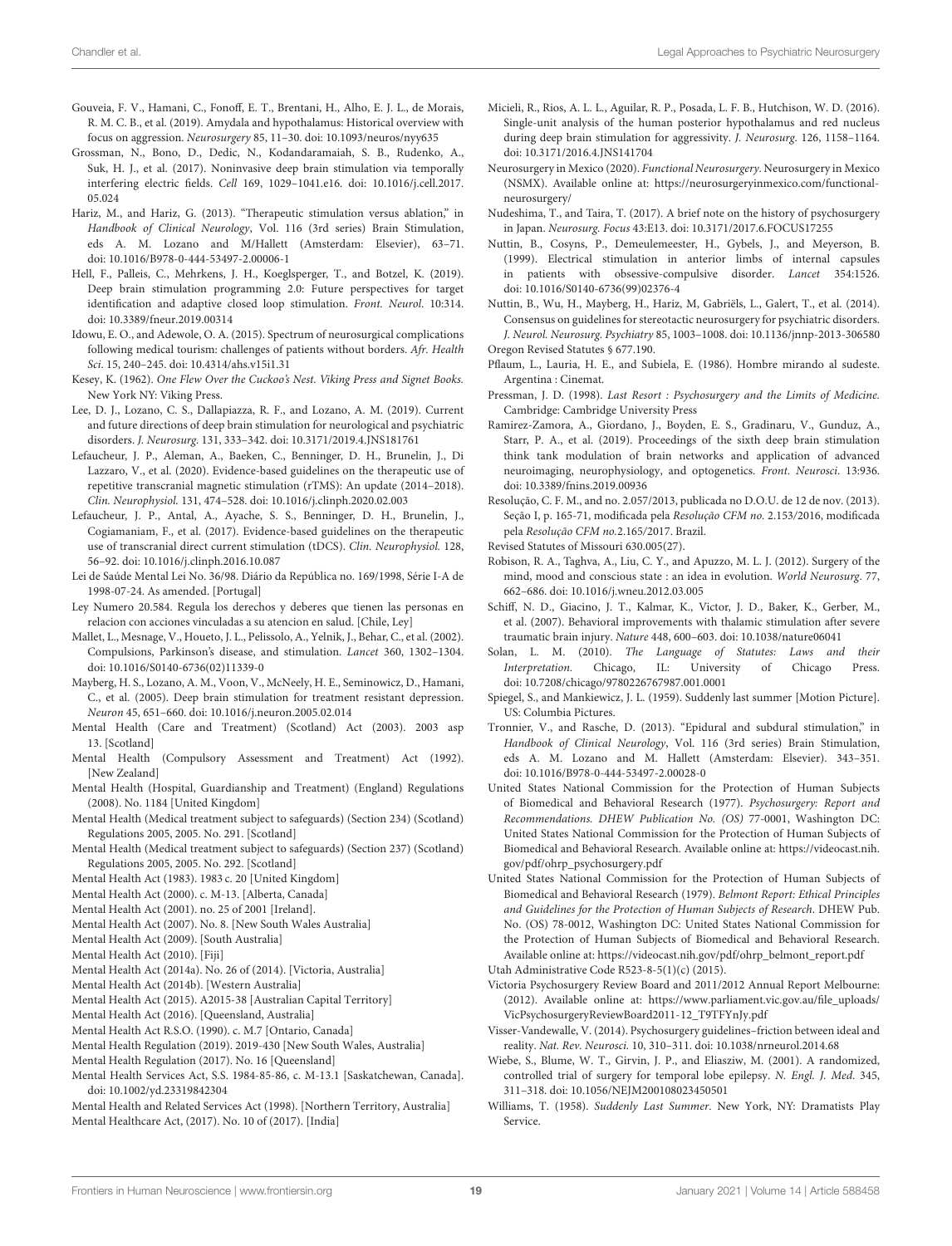Gouveia, F. V., Hamani, C., Fonoff, E. T., Brentani, H., Alho, E. J. L., de Morais, R. M. C. B., et al. (2019). Amydala and hypothalamus: Historical overview with focus on aggression. *Neurosurgery* 85, 11–30. doi: 10.1093/neuros/nyy635

Grossman, N., Bono, D., Dedic, N., Kodandaramaiah, S. B., Rudenko, A., Suk, H. J., et al. (2017). Noninvasive deep brain stimulation via temporally interfering electric fields. *Cell* 169, 1029–1041.e16. doi: 10.1016/j.cell.2017.05.024

Hariz, M., and Hariz, G. (2013). "Therapeutic stimulation versus ablation," in *Handbook of Clinical Neurology*, Vol. 116 (3rd series) Brain Stimulation, eds A. M. Lozano and M/Hallett (Amsterdam: Elsevier), 63–71. doi: 10.1016/B978-0-444-53497-2.00006-1

Hell, F., Palleis, C., Mehrkens, J. H., Koeglsperger, T., and Botzel, K. (2019). Deep brain stimulation programming 2.0: Future perspectives for target identification and adaptive closed loop stimulation. *Front. Neurol.* 10:314. doi: 10.3389/fneur.2019.00314

Idowu, E. O., and Adewole, O. A. (2015). Spectrum of neurosurgical complications following medical tourism: challenges of patients without borders. *Afr. Health Sci.* 15, 240–245. doi: 10.4314/ahs.v15i1.31

Kesey, K. (1962). *One Flew Over the Cuckoo's Nest. Viking Press and Signet Books.* New York NY: Viking Press.

Lee, D. J., Lozano, C. S., Dallapiazza, R. F., and Lozano, A. M. (2019). Current and future directions of deep brain stimulation for neurological and psychiatric disorders. *J. Neurosurg.* 131, 333–342. doi: 10.3171/2019.4.JNS181761

Lefaucheur, J. P., Aleman, A., Baeken, C., Benninger, D. H., Brunelin, J., Di Lazzaro, V., et al. (2020). Evidence-based guidelines on the therapeutic use of repetitive transcranial magnetic stimulation (rTMS): An update (2014–2018). *Clin. Neurophysiol.* 131, 474–528. doi: 10.1016/j.clinph.2020.02.003

Lefaucheur, J. P., Antal, A., Ayache, S. S., Benninger, D. H., Brunelin, J., Cogiamaniam, F., et al. (2017). Evidence-based guidelines on the therapeutic use of transcranial direct current stimulation (tDCS). *Clin. Neurophysiol.* 128, 56–92. doi: 10.1016/j.clinph.2016.10.087

Lei de Saúde Mental Lei No. 36/98. Diário da República no. 169/1998, Série I-A de 1998-07-24. As amended. [Portugal]

Ley Numero 20.584. Regula los derechos y deberes que tienen las personas en relacion con acciones vinculadas a su atencion en salud. [Chile, Ley]

Mallet, L., Mesnage, V., Houeto, J. L., Pelissolo, A., Yelnik, J., Behar, C., et al. (2002). Compulsions, Parkinson's disease, and stimulation. *Lancet* 360, 1302–1304. doi: 10.1016/S0140-6736(02)11339-0

Mayberg, H. S., Lozano, A. M., Voon, V., McNeely, H. E., Seminowicz, D., Hamani, C., et al. (2005). Deep brain stimulation for treatment resistant depression. *Neuron* 45, 651–660. doi: 10.1016/j.neuron.2005.02.014

Mental Health (Care and Treatment) (Scotland) Act (2003). 2003 asp 13. [Scotland]

Mental Health (Compulsory Assessment and Treatment) Act (1992). [New Zealand]

Mental Health (Hospital, Guardianship and Treatment) (England) Regulations (2008). No. 1184 [United Kingdom]

Mental Health (Medical treatment subject to safeguards) (Section 234) (Scotland) Regulations 2005, 2005. No. 291. [Scotland]

Mental Health (Medical treatment subject to safeguards) (Section 237) (Scotland) Regulations 2005, 2005. No. 292. [Scotland]

Mental Health Act (1983). 1983 c. 20 [United Kingdom]

Mental Health Act (2000). c. M-13. [Alberta, Canada]

Mental Health Act (2001). no. 25 of 2001 [Ireland].

Mental Health Act (2007). No. 8. [New South Wales Australia]

Mental Health Act (2009). [South Australia]

Mental Health Act (2010). [Fiji]

Mental Health Act (2014a). No. 26 of (2014). [Victoria, Australia]

Mental Health Act (2014b). [Western Australia]

Mental Health Act (2015). A2015-38 [Australian Capital Territory]

Mental Health Act (2016). [Queensland, Australia]

Mental Health Act R.S.O. (1990). c. M.7 [Ontario, Canada]

Mental Health Regulation (2019). 2019-430 [New South Wales, Australia]

Mental Health Regulation (2017). No. 16 [Queensland]

Mental Health Services Act, S.S. 1984-85-86, c. M-13.1 [Saskatchewan, Canada]. doi: 10.1002/yd.23319842304

Mental Health and Related Services Act (1998). [Northern Territory, Australia]

Mental Healthcare Act, (2017). No. 10 of (2017). [India]

Micieli, R., Rios, A. L. L., Aguilar, R. P., Posada, L. F. B., Hutchison, W. D. (2016). Single-unit analysis of the human posterior hypothalamus and red nucleus during deep brain stimulation for aggressivity. *J. Neurosurg.* 126, 1158–1164. doi: 10.3171/2016.4.JNS141704

Neurosurgery in Mexico (2020). *Functional Neurosurgery*. Neurosurgery in Mexico (NSMX). Available online at: https://neurosurgeryinmexico.com/functional-neurosurgery/

Nudeshima, T., and Taira, T. (2017). A brief note on the history of psychosurgery in Japan. *Neurosurg. Focus* 43:E13. doi: 10.3171/2017.6.FOCUS17255

Nuttin, B., Cosyns, P., Demeulemeester, H., Gybels, J., and Meyerson, B. (1999). Electrical stimulation in anterior limbs of internal capsules in patients with obsessive-compulsive disorder. *Lancet* 354:1526. doi: 10.1016/S0140-6736(99)02376-4

Nuttin, B., Wu, H., Mayberg, H., Hariz, M, Gabriëls, L., Galert, T., et al. (2014). Consensus on guidelines for stereotactic neurosurgery for psychiatric disorders. *J. Neurol. Neurosurg. Psychiatry* 85, 1003–1008. doi: 10.1136/jnnp-2013-306580

Oregon Revised Statutes § 677.190.

Pflaum, L., Lauria, H. E., and Subiela, E. (1986). Hombre mirando al sudeste. Argentina : Cinemat.

Pressman, J. D. (1998). *Last Resort : Psychosurgery and the Limits of Medicine.* Cambridge: Cambridge University Press

Ramirez-Zamora, A., Giordano, J., Boyden, E. S., Gradinaru, V., Gunduz, A., Starr, P. A., et al. (2019). Proceedings of the sixth deep brain stimulation think tank modulation of brain networks and application of advanced neuroimaging, neurophysiology, and optogenetics. *Front. Neurosci.* 13:936. doi: 10.3389/fnins.2019.00936

Resolução, C. F. M., and no. 2.057/2013, publicada no D.O.U. de 12 de nov. (2013). Seção I, p. 165-71, modificada pela *Resolução CFM no.* 2.153/2016, modificada pela *Resolução CFM no.*2.165/2017. Brazil.

Revised Statutes of Missouri 630.005(27).

Robison, R. A., Taghva, A., Liu, C. Y., and Apuzzo, M. L. J. (2012). Surgery of the mind, mood and conscious state : an idea in evolution. *World Neurosurg.* 77, 662–686. doi: 10.1016/j.wneu.2012.03.005

Schiff, N. D., Giacino, J. T., Kalmar, K., Victor, J. D., Baker, K., Gerber, M., et al. (2007). Behavioral improvements with thalamic stimulation after severe traumatic brain injury. *Nature* 448, 600–603. doi: 10.1038/nature06041

Solan, L. M. (2010). *The Language of Statutes: Laws and their Interpretation.* Chicago, IL: University of Chicago Press. doi: 10.7208/chicago/9780226767987.001.0001

Spiegel, S., and Mankiewicz, J. L. (1959). Suddenly last summer [Motion Picture]. US: Columbia Pictures.

Tronnier, V., and Rasche, D. (2013). "Epidural and subdural stimulation," in *Handbook of Clinical Neurology*, Vol. 116 (3rd series) Brain Stimulation, eds A. M. Lozano and M. Hallett (Amsterdam: Elsevier). 343–351. doi: 10.1016/B978-0-444-53497-2.00028-0

United States National Commission for the Protection of Human Subjects of Biomedical and Behavioral Research (1977). *Psychosurgery: Report and Recommendations. DHEW Publication No. (OS)* 77-0001, Washington DC: United States National Commission for the Protection of Human Subjects of Biomedical and Behavioral Research. Available online at: https://videocast.nih.gov/pdf/ohrp_psychosurgery.pdf

United States National Commission for the Protection of Human Subjects of Biomedical and Behavioral Research (1979). *Belmont Report: Ethical Principles and Guidelines for the Protection of Human Subjects of Research.* DHEW Pub. No. (OS) 78-0012, Washington DC: United States National Commission for the Protection of Human Subjects of Biomedical and Behavioral Research. Available online at: https://videocast.nih.gov/pdf/ohrp_belmont_report.pdf

Utah Administrative Code R523-8-5(1)(c) (2015).

Victoria Psychosurgery Review Board and 2011/2012 Annual Report Melbourne: (2012). Available online at: https://www.parliament.vic.gov.au/file_uploads/VicPsychosurgeryReviewBoard2011-12_T9TFYnJy.pdf

Visser-Vandewalle, V. (2014). Psychosurgery guidelines–friction between ideal and reality. *Nat. Rev. Neurosci.* 10, 310–311. doi: 10.1038/nrneurol.2014.68

Wiebe, S., Blume, W. T., Girvin, J. P., and Eliasziw, M. (2001). A randomized, controlled trial of surgery for temporal lobe epilepsy. *N. Engl. J. Med.* 345, 311–318. doi: 10.1056/NEJM200108023450501

Williams, T. (1958). *Suddenly Last Summer*. New York, NY: Dramatists Play Service.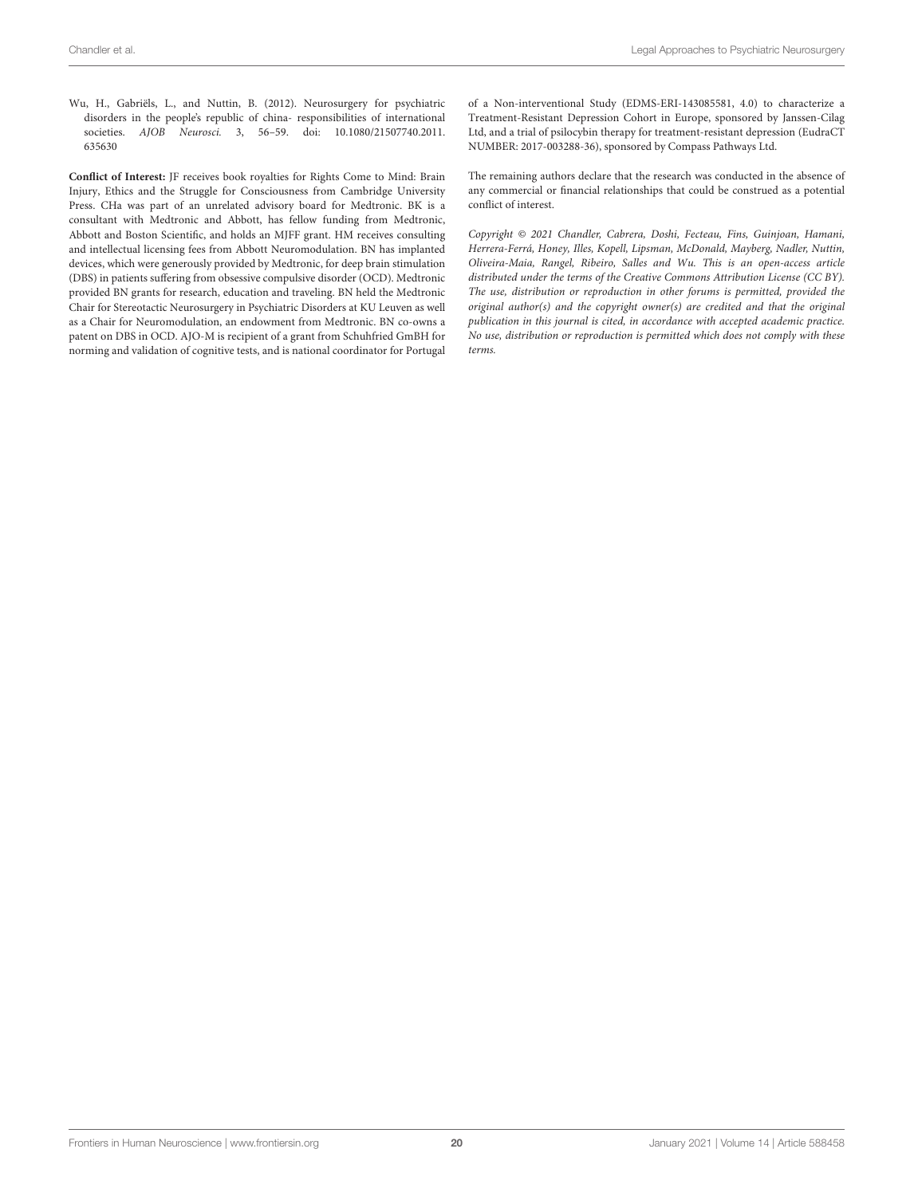Wu, H., Gabriëls, L., and Nuttin, B. (2012). Neurosurgery for psychiatric disorders in the people's republic of china- responsibilities of international societies. *AJOB Neurosci.* 3, 56–59. doi: 10.1080/21507740.2011.635630

**Conflict of Interest:** JF receives book royalties for Rights Come to Mind: Brain Injury, Ethics and the Struggle for Consciousness from Cambridge University Press. CHa was part of an unrelated advisory board for Medtronic. BK is a consultant with Medtronic and Abbott, has fellow funding from Medtronic, Abbott and Boston Scientific, and holds an MJFF grant. HM receives consulting and intellectual licensing fees from Abbott Neuromodulation. BN has implanted devices, which were generously provided by Medtronic, for deep brain stimulation (DBS) in patients suffering from obsessive compulsive disorder (OCD). Medtronic provided BN grants for research, education and traveling. BN held the Medtronic Chair for Stereotactic Neurosurgery in Psychiatric Disorders at KU Leuven as well as a Chair for Neuromodulation, an endowment from Medtronic. BN co-owns a patent on DBS in OCD. AJO-M is recipient of a grant from Schuhfried GmBH for norming and validation of cognitive tests, and is national coordinator for Portugal of a Non-interventional Study (EDMS-ERI-143085581, 4.0) to characterize a Treatment-Resistant Depression Cohort in Europe, sponsored by Janssen-Cilag Ltd, and a trial of psilocybin therapy for treatment-resistant depression (EudraCT NUMBER: 2017-003288-36), sponsored by Compass Pathways Ltd.

The remaining authors declare that the research was conducted in the absence of any commercial or financial relationships that could be construed as a potential conflict of interest.

*Copyright © 2021 Chandler, Cabrera, Doshi, Fecteau, Fins, Guinjoan, Hamani, Herrera-Ferrá, Honey, Illes, Kopell, Lipsman, McDonald, Mayberg, Nadler, Nuttin, Oliveira-Maia, Rangel, Ribeiro, Salles and Wu. This is an open-access article distributed under the terms of the Creative Commons Attribution License (CC BY). The use, distribution or reproduction in other forums is permitted, provided the original author(s) and the copyright owner(s) are credited and that the original publication in this journal is cited, in accordance with accepted academic practice. No use, distribution or reproduction is permitted which does not comply with these terms.*